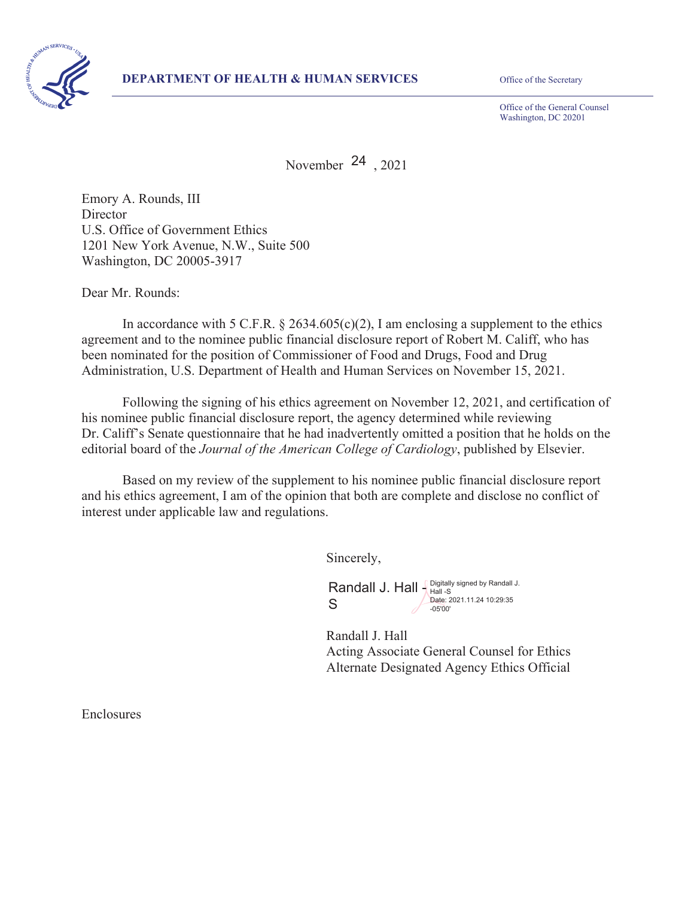**DEPARTMENT OF HEALTH & HUMAN SERVICES**

Office of the Secretary

Office of the General Counsel
Washington, DC 20201

November 24, 2021

Emory A. Rounds, III
Director
U.S. Office of Government Ethics
1201 New York Avenue, N.W., Suite 500
Washington, DC 20005-3917

Dear Mr. Rounds:

In accordance with 5 C.F.R. § 2634.605(c)(2), I am enclosing a supplement to the ethics agreement and to the nominee public financial disclosure report of Robert M. Califf, who has been nominated for the position of Commissioner of Food and Drugs, Food and Drug Administration, U.S. Department of Health and Human Services on November 15, 2021.

Following the signing of his ethics agreement on November 12, 2021, and certification of his nominee public financial disclosure report, the agency determined while reviewing Dr. Califf's Senate questionnaire that he had inadvertently omitted a position that he holds on the editorial board of the *Journal of the American College of Cardiology*, published by Elsevier.

Based on my review of the supplement to his nominee public financial disclosure report and his ethics agreement, I am of the opinion that both are complete and disclose no conflict of interest under applicable law and regulations.

Sincerely,

Randall J. Hall -S
Digitally signed by Randall J. Hall -S
Date: 2021.11.24 10:29:35 -05'00'

Randall J. Hall
Acting Associate General Counsel for Ethics
Alternate Designated Agency Ethics Official

Enclosures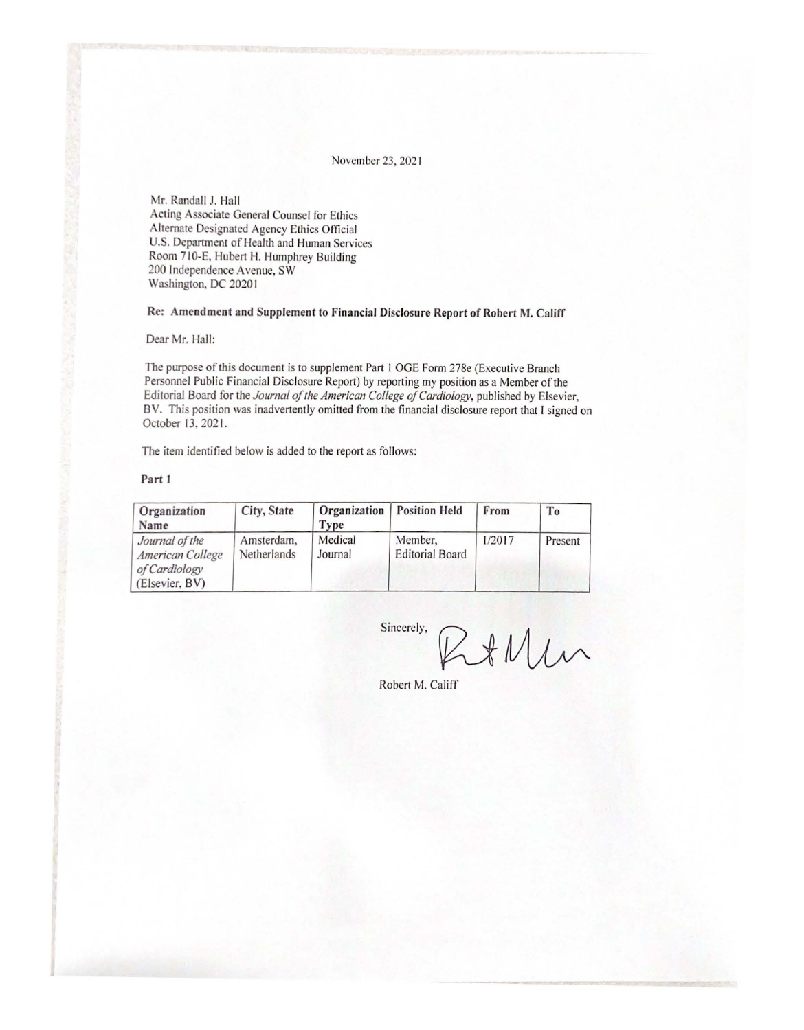November 23, 2021

Mr. Randall J. Hall
Acting Associate General Counsel for Ethics
Alternate Designated Agency Ethics Official
U.S. Department of Health and Human Services
Room 710-E, Hubert H. Humphrey Building
200 Independence Avenue, SW
Washington, DC 20201

**Re: Amendment and Supplement to Financial Disclosure Report of Robert M. Califf**

Dear Mr. Hall:

The purpose of this document is to supplement Part 1 OGE Form 278e (Executive Branch Personnel Public Financial Disclosure Report) by reporting my position as a Member of the Editorial Board for the *Journal of the American College of Cardiology*, published by Elsevier, BV. This position was inadvertently omitted from the financial disclosure report that I signed on October 13, 2021.

The item identified below is added to the report as follows:

**Part 1**

| Organization Name | City, State | Organization Type | Position Held | From | To |
|---|---|---|---|---|---|
| *Journal of the American College of Cardiology* (Elsevier, BV) | Amsterdam, Netherlands | Medical Journal | Member, Editorial Board | 1/2017 | Present |

Sincerely,

Robert M. Califf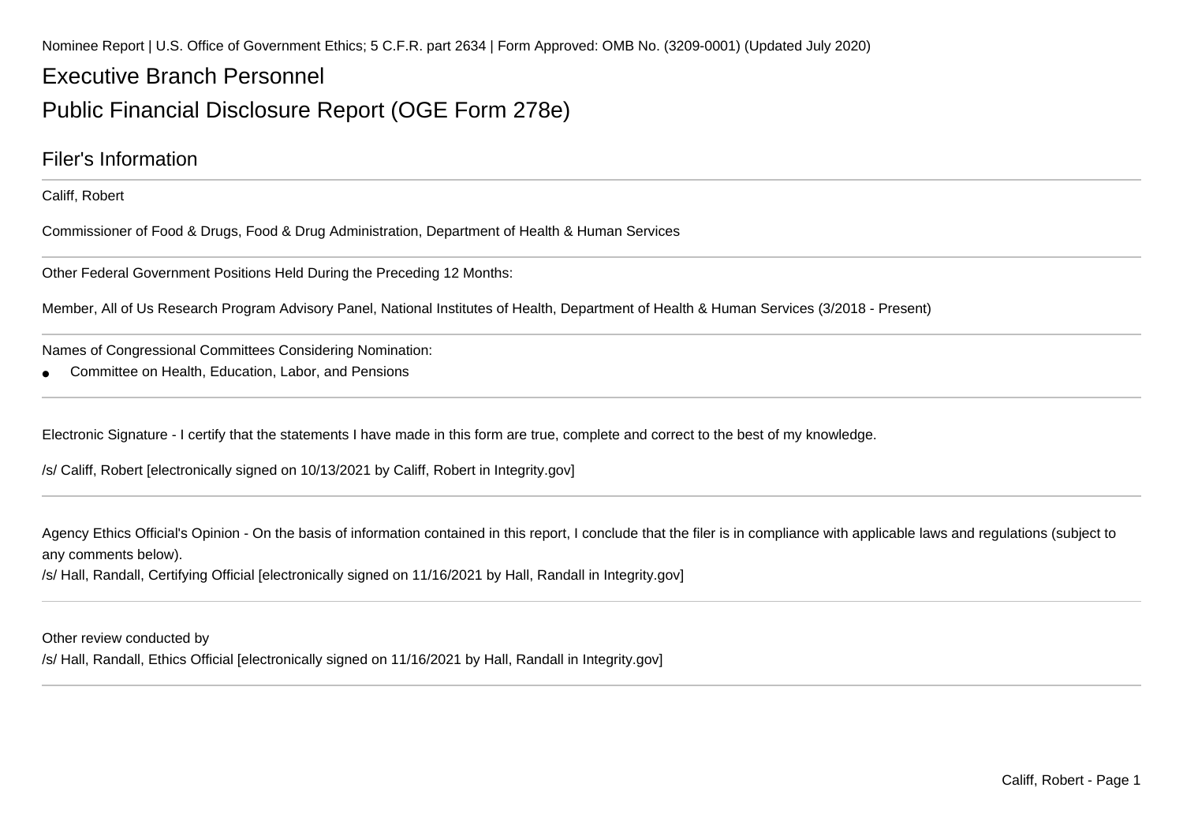Nominee Report | U.S. Office of Government Ethics; 5 C.F.R. part 2634 | Form Approved: OMB No. (3209-0001) (Updated July 2020)

# Executive Branch Personnel

# Public Financial Disclosure Report (OGE Form 278e)

## Filer's Information

Califf, Robert

Commissioner of Food & Drugs, Food & Drug Administration, Department of Health & Human Services

Other Federal Government Positions Held During the Preceding 12 Months:

Member, All of Us Research Program Advisory Panel, National Institutes of Health, Department of Health & Human Services (3/2018 - Present)

Names of Congressional Committees Considering Nomination:

- Committee on Health, Education, Labor, and Pensions

Electronic Signature - I certify that the statements I have made in this form are true, complete and correct to the best of my knowledge.

/s/ Califf, Robert [electronically signed on 10/13/2021 by Califf, Robert in Integrity.gov]

Agency Ethics Official's Opinion - On the basis of information contained in this report, I conclude that the filer is in compliance with applicable laws and regulations (subject to any comments below).

/s/ Hall, Randall, Certifying Official [electronically signed on 11/16/2021 by Hall, Randall in Integrity.gov]

Other review conducted by

/s/ Hall, Randall, Ethics Official [electronically signed on 11/16/2021 by Hall, Randall in Integrity.gov]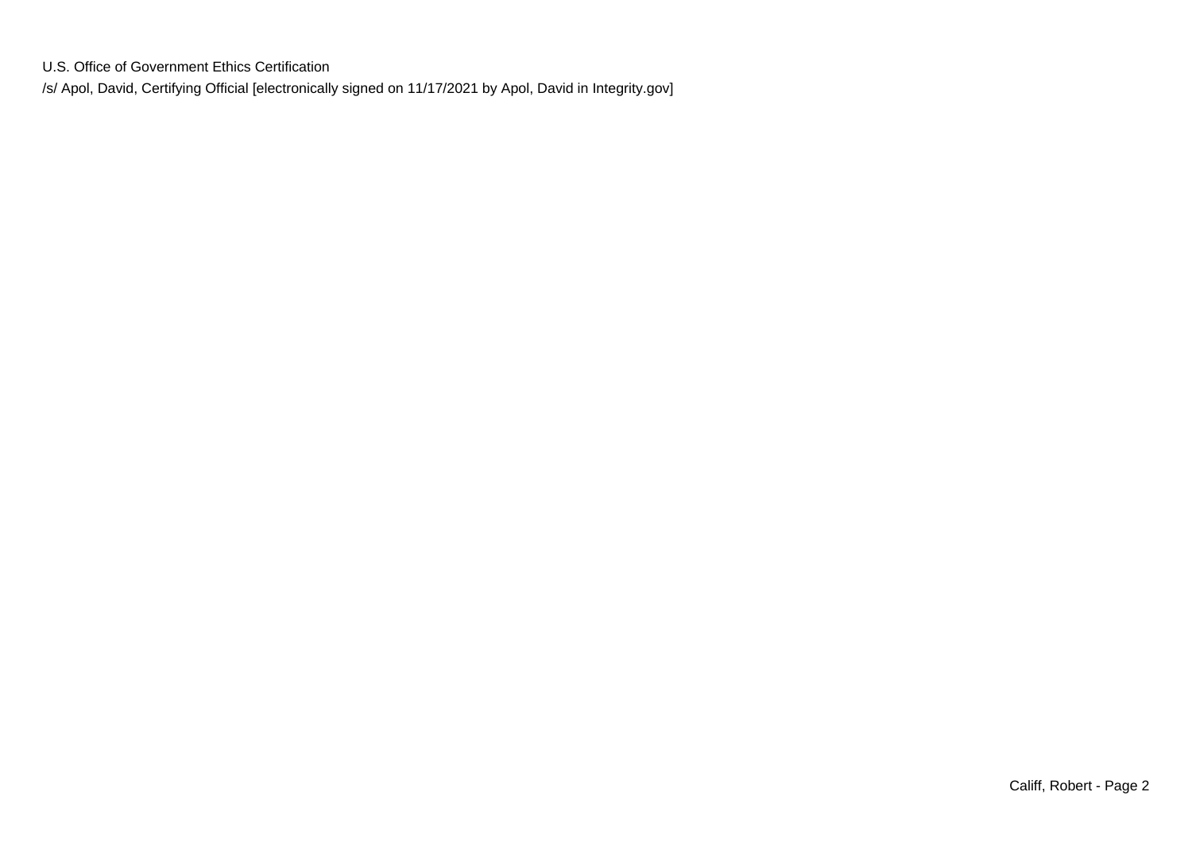U.S. Office of Government Ethics Certification

/s/ Apol, David, Certifying Official [electronically signed on 11/17/2021 by Apol, David in Integrity.gov]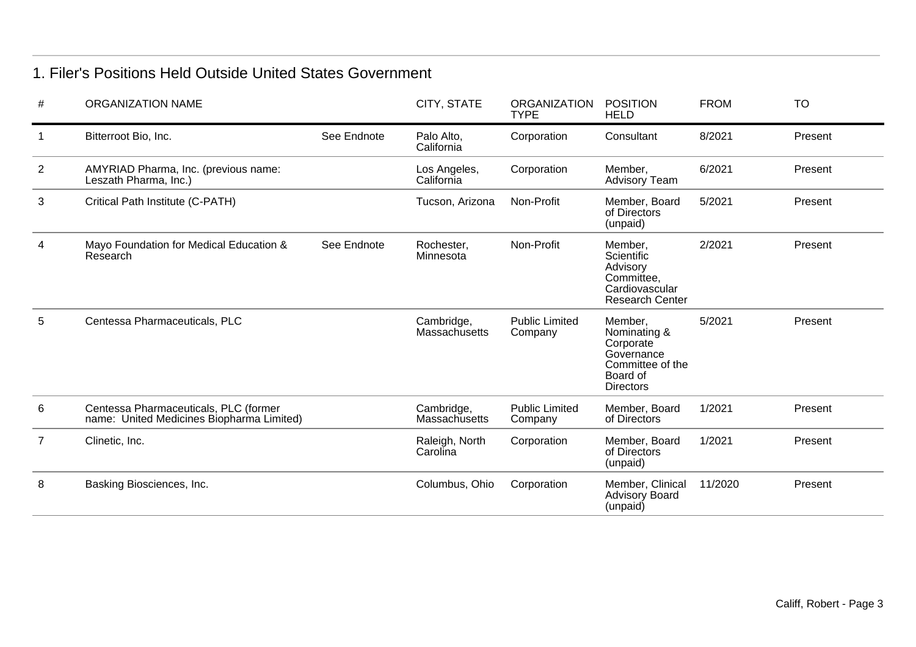## 1. Filer's Positions Held Outside United States Government

| # | ORGANIZATION NAME | | CITY, STATE | ORGANIZATION TYPE | POSITION HELD | FROM | TO |
|---|---|---|---|---|---|---|---|
| 1 | Bitterroot Bio, Inc. | See Endnote | Palo Alto, California | Corporation | Consultant | 8/2021 | Present |
| 2 | AMYRIAD Pharma, Inc. (previous name: Leszath Pharma, Inc.) | | Los Angeles, California | Corporation | Member, Advisory Team | 6/2021 | Present |
| 3 | Critical Path Institute (C-PATH) | | Tucson, Arizona | Non-Profit | Member, Board of Directors (unpaid) | 5/2021 | Present |
| 4 | Mayo Foundation for Medical Education & Research | See Endnote | Rochester, Minnesota | Non-Profit | Member, Scientific Advisory Committee, Cardiovascular Research Center | 2/2021 | Present |
| 5 | Centessa Pharmaceuticals, PLC | | Cambridge, Massachusetts | Public Limited Company | Member, Nominating & Corporate Governance Committee of the Board of Directors | 5/2021 | Present |
| 6 | Centessa Pharmaceuticals, PLC (former name: United Medicines Biopharma Limited) | | Cambridge, Massachusetts | Public Limited Company | Member, Board of Directors | 1/2021 | Present |
| 7 | Clinetic, Inc. | | Raleigh, North Carolina | Corporation | Member, Board of Directors (unpaid) | 1/2021 | Present |
| 8 | Basking Biosciences, Inc. | | Columbus, Ohio | Corporation | Member, Clinical Advisory Board (unpaid) | 11/2020 | Present |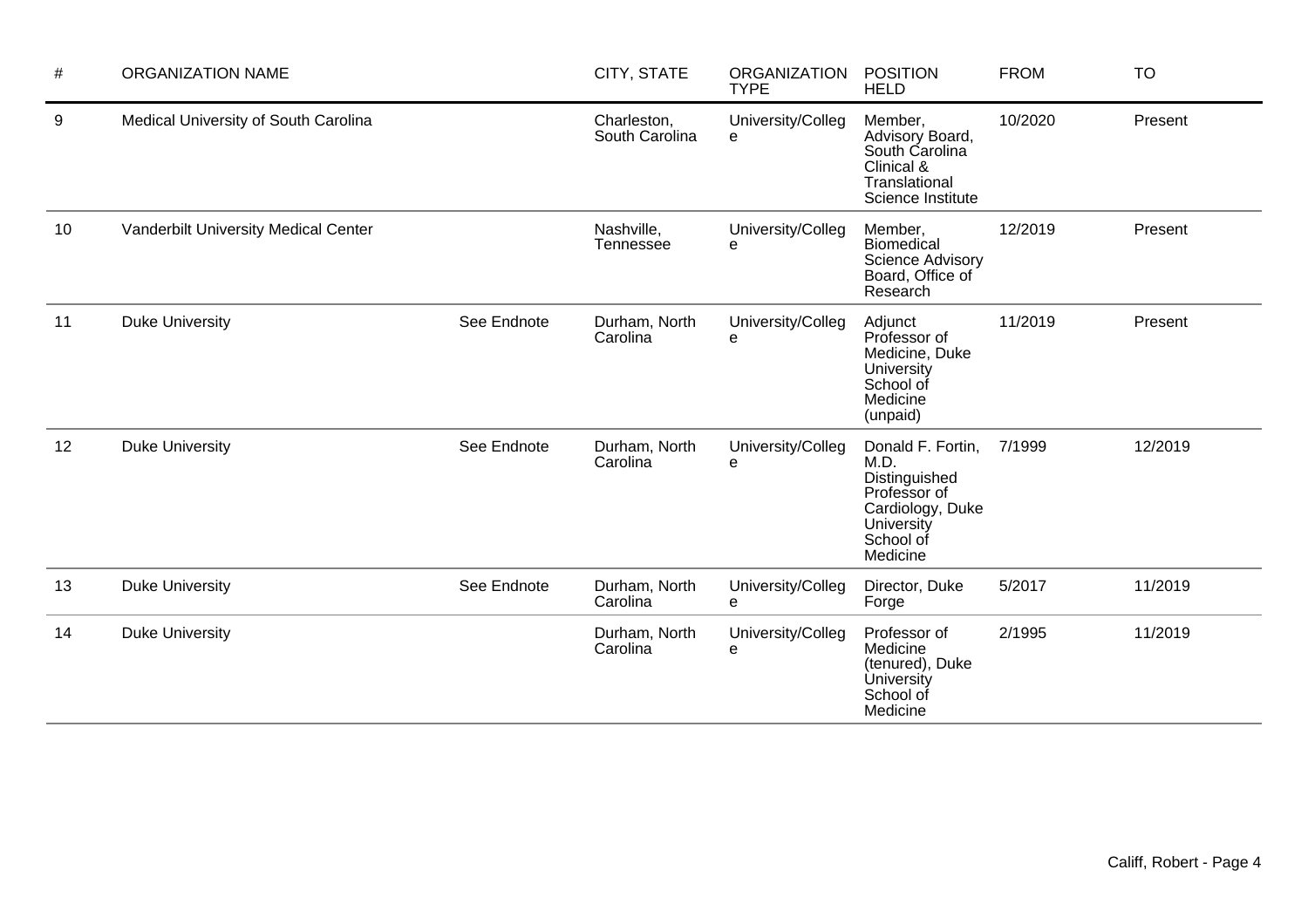| # | ORGANIZATION NAME | | CITY, STATE | ORGANIZATION TYPE | POSITION HELD | FROM | TO |
|---|---|---|---|---|---|---|---|
| 9 | Medical University of South Carolina | | Charleston, South Carolina | University/College | Member, Advisory Board, South Carolina Clinical & Translational Science Institute | 10/2020 | Present |
| 10 | Vanderbilt University Medical Center | | Nashville, Tennessee | University/College | Member, Biomedical Science Advisory Board, Office of Research | 12/2019 | Present |
| 11 | Duke University | See Endnote | Durham, North Carolina | University/College | Adjunct Professor of Medicine, Duke University School of Medicine (unpaid) | 11/2019 | Present |
| 12 | Duke University | See Endnote | Durham, North Carolina | University/College | Donald F. Fortin, M.D. Distinguished Professor of Cardiology, Duke University School of Medicine | 7/1999 | 12/2019 |
| 13 | Duke University | See Endnote | Durham, North Carolina | University/College | Director, Duke Forge | 5/2017 | 11/2019 |
| 14 | Duke University | | Durham, North Carolina | University/College | Professor of Medicine (tenured), Duke University School of Medicine | 2/1995 | 11/2019 |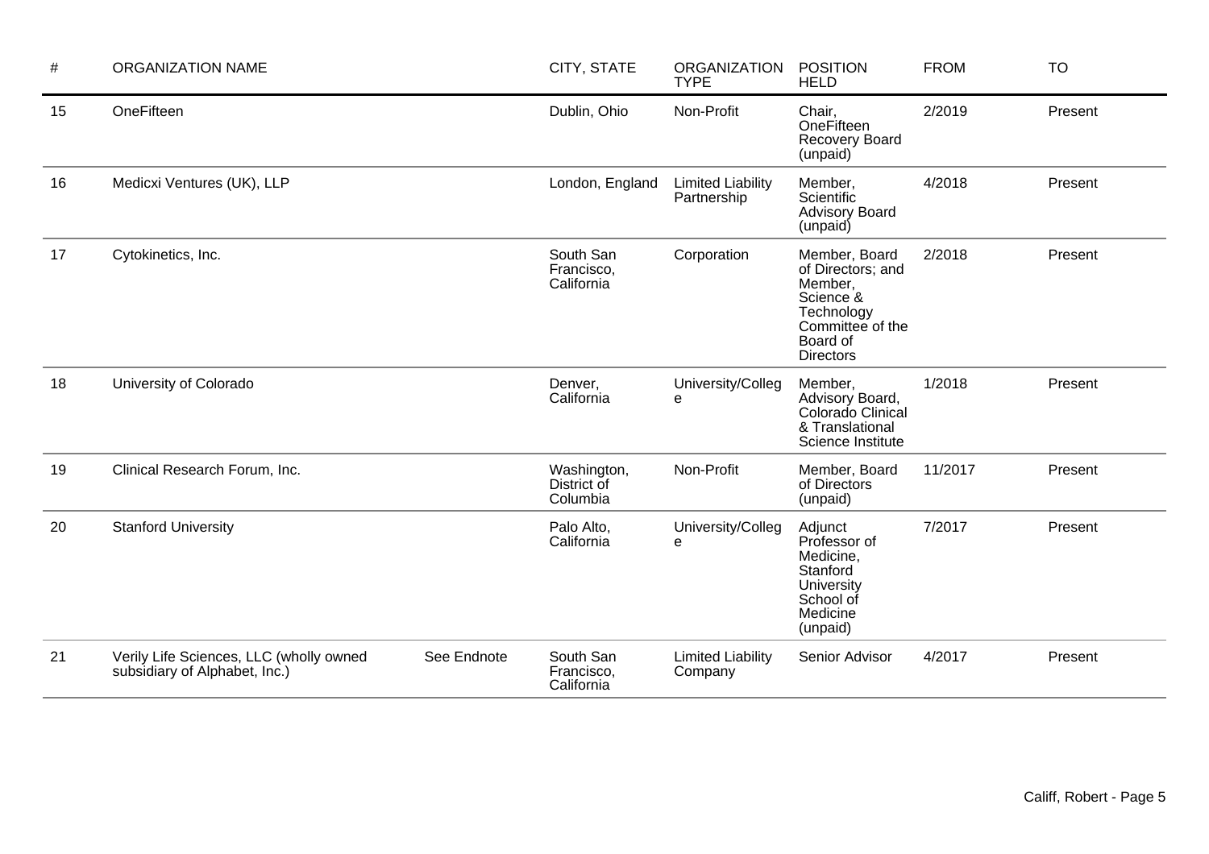| # | ORGANIZATION NAME | | CITY, STATE | ORGANIZATION TYPE | POSITION HELD | FROM | TO |
|---|---|---|---|---|---|---|---|
| 15 | OneFifteen | | Dublin, Ohio | Non-Profit | Chair, OneFifteen Recovery Board (unpaid) | 2/2019 | Present |
| 16 | Medicxi Ventures (UK), LLP | | London, England | Limited Liability Partnership | Member, Scientific Advisory Board (unpaid) | 4/2018 | Present |
| 17 | Cytokinetics, Inc. | | South San Francisco, California | Corporation | Member, Board of Directors; and Member, Science & Technology Committee of the Board of Directors | 2/2018 | Present |
| 18 | University of Colorado | | Denver, California | University/College | Member, Advisory Board, Colorado Clinical & Translational Science Institute | 1/2018 | Present |
| 19 | Clinical Research Forum, Inc. | | Washington, District of Columbia | Non-Profit | Member, Board of Directors (unpaid) | 11/2017 | Present |
| 20 | Stanford University | | Palo Alto, California | University/College | Adjunct Professor of Medicine, Stanford University School of Medicine (unpaid) | 7/2017 | Present |
| 21 | Verily Life Sciences, LLC (wholly owned subsidiary of Alphabet, Inc.) | See Endnote | South San Francisco, California | Limited Liability Company | Senior Advisor | 4/2017 | Present |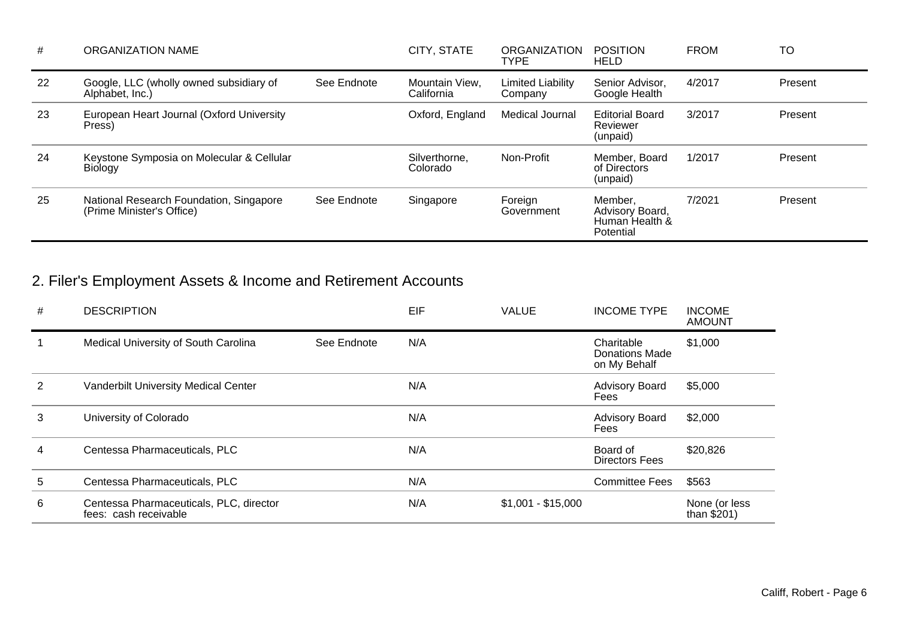| # | ORGANIZATION NAME | | CITY, STATE | ORGANIZATION TYPE | POSITION HELD | FROM | TO |
|---|---|---|---|---|---|---|---|
| 22 | Google, LLC (wholly owned subsidiary of Alphabet, Inc.) | See Endnote | Mountain View, California | Limited Liability Company | Senior Advisor, Google Health | 4/2017 | Present |
| 23 | European Heart Journal (Oxford University Press) | | Oxford, England | Medical Journal | Editorial Board Reviewer (unpaid) | 3/2017 | Present |
| 24 | Keystone Symposia on Molecular & Cellular Biology | | Silverthorne, Colorado | Non-Profit | Member, Board of Directors (unpaid) | 1/2017 | Present |
| 25 | National Research Foundation, Singapore (Prime Minister's Office) | See Endnote | Singapore | Foreign Government | Member, Advisory Board, Human Health & Potential | 7/2021 | Present |

## 2. Filer's Employment Assets & Income and Retirement Accounts

| # | DESCRIPTION | | EIF | VALUE | INCOME TYPE | INCOME AMOUNT |
|---|---|---|---|---|---|---|
| 1 | Medical University of South Carolina | See Endnote | N/A | | Charitable Donations Made on My Behalf | $1,000 |
| 2 | Vanderbilt University Medical Center | | N/A | | Advisory Board Fees | $5,000 |
| 3 | University of Colorado | | N/A | | Advisory Board Fees | $2,000 |
| 4 | Centessa Pharmaceuticals, PLC | | N/A | | Board of Directors Fees | $20,826 |
| 5 | Centessa Pharmaceuticals, PLC | | N/A | | Committee Fees | $563 |
| 6 | Centessa Pharmaceuticals, PLC, director fees: cash receivable | | N/A | $1,001 - $15,000 | | None (or less than $201) |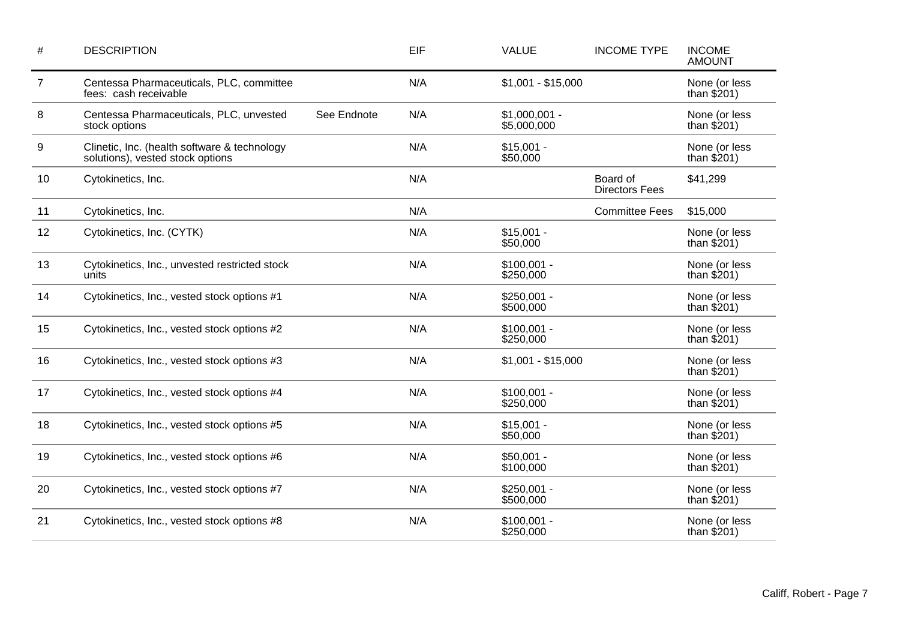| # | DESCRIPTION | | EIF | VALUE | INCOME TYPE | INCOME AMOUNT |
|---|---|---|---|---|---|---|
| 7 | Centessa Pharmaceuticals, PLC, committee fees: cash receivable | | N/A | $1,001 - $15,000 | | None (or less than $201) |
| 8 | Centessa Pharmaceuticals, PLC, unvested stock options | See Endnote | N/A | $1,000,001 - $5,000,000 | | None (or less than $201) |
| 9 | Clinetic, Inc. (health software & technology solutions), vested stock options | | N/A | $15,001 - $50,000 | | None (or less than $201) |
| 10 | Cytokinetics, Inc. | | N/A | | Board of Directors Fees | $41,299 |
| 11 | Cytokinetics, Inc. | | N/A | | Committee Fees | $15,000 |
| 12 | Cytokinetics, Inc. (CYTK) | | N/A | $15,001 - $50,000 | | None (or less than $201) |
| 13 | Cytokinetics, Inc., unvested restricted stock units | | N/A | $100,001 - $250,000 | | None (or less than $201) |
| 14 | Cytokinetics, Inc., vested stock options #1 | | N/A | $250,001 - $500,000 | | None (or less than $201) |
| 15 | Cytokinetics, Inc., vested stock options #2 | | N/A | $100,001 - $250,000 | | None (or less than $201) |
| 16 | Cytokinetics, Inc., vested stock options #3 | | N/A | $1,001 - $15,000 | | None (or less than $201) |
| 17 | Cytokinetics, Inc., vested stock options #4 | | N/A | $100,001 - $250,000 | | None (or less than $201) |
| 18 | Cytokinetics, Inc., vested stock options #5 | | N/A | $15,001 - $50,000 | | None (or less than $201) |
| 19 | Cytokinetics, Inc., vested stock options #6 | | N/A | $50,001 - $100,000 | | None (or less than $201) |
| 20 | Cytokinetics, Inc., vested stock options #7 | | N/A | $250,001 - $500,000 | | None (or less than $201) |
| 21 | Cytokinetics, Inc., vested stock options #8 | | N/A | $100,001 - $250,000 | | None (or less than $201) |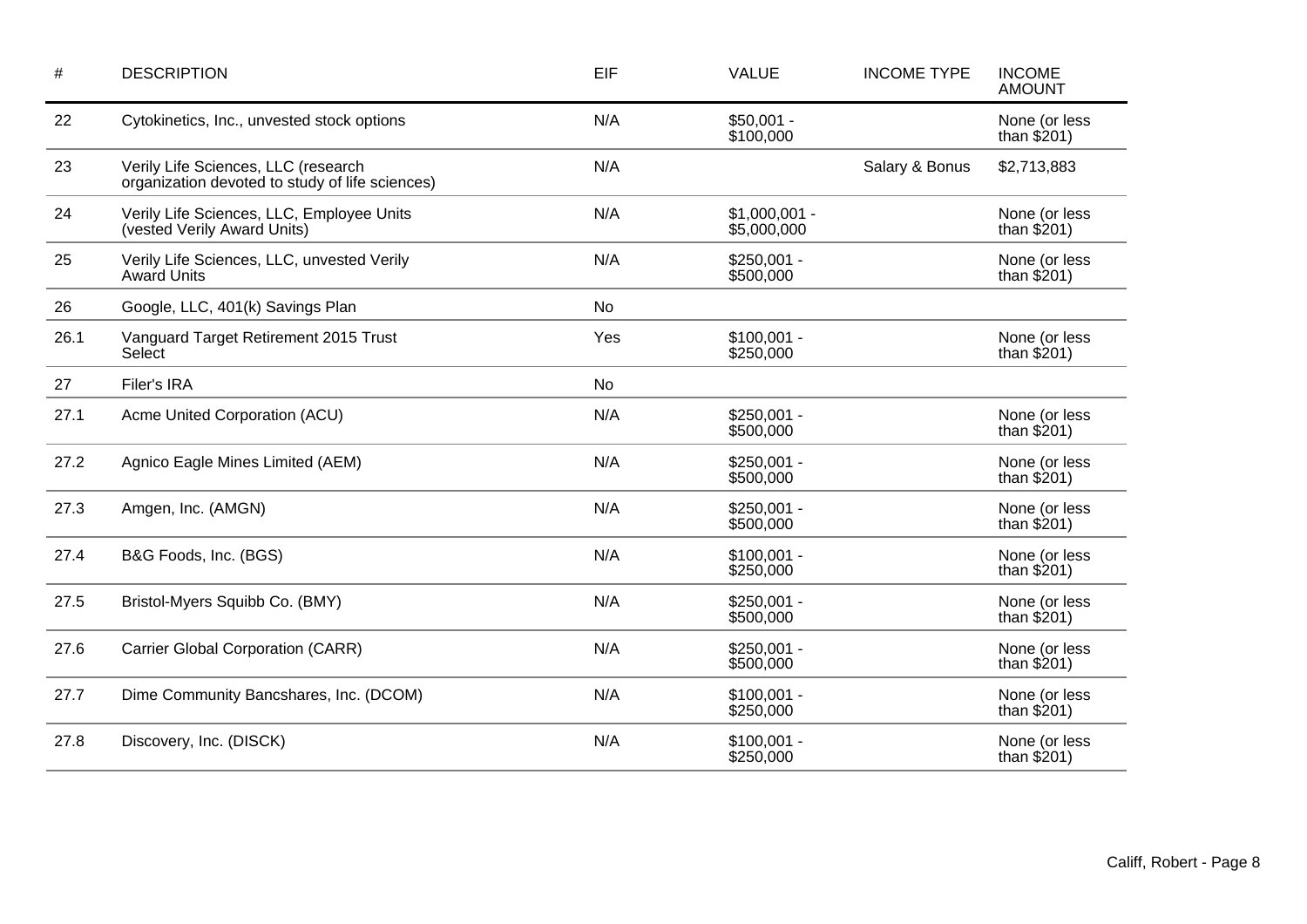| # | DESCRIPTION | EIF | VALUE | INCOME TYPE | INCOME AMOUNT |
|---|---|---|---|---|---|
| 22 | Cytokinetics, Inc., unvested stock options | N/A | $50,001 - $100,000 | | None (or less than $201) |
| 23 | Verily Life Sciences, LLC (research organization devoted to study of life sciences) | N/A | | Salary & Bonus | $2,713,883 |
| 24 | Verily Life Sciences, LLC, Employee Units (vested Verily Award Units) | N/A | $1,000,001 - $5,000,000 | | None (or less than $201) |
| 25 | Verily Life Sciences, LLC, unvested Verily Award Units | N/A | $250,001 - $500,000 | | None (or less than $201) |
| 26 | Google, LLC, 401(k) Savings Plan | No | | | |
| 26.1 | Vanguard Target Retirement 2015 Trust Select | Yes | $100,001 - $250,000 | | None (or less than $201) |
| 27 | Filer's IRA | No | | | |
| 27.1 | Acme United Corporation (ACU) | N/A | $250,001 - $500,000 | | None (or less than $201) |
| 27.2 | Agnico Eagle Mines Limited (AEM) | N/A | $250,001 - $500,000 | | None (or less than $201) |
| 27.3 | Amgen, Inc. (AMGN) | N/A | $250,001 - $500,000 | | None (or less than $201) |
| 27.4 | B&G Foods, Inc. (BGS) | N/A | $100,001 - $250,000 | | None (or less than $201) |
| 27.5 | Bristol-Myers Squibb Co. (BMY) | N/A | $250,001 - $500,000 | | None (or less than $201) |
| 27.6 | Carrier Global Corporation (CARR) | N/A | $250,001 - $500,000 | | None (or less than $201) |
| 27.7 | Dime Community Bancshares, Inc. (DCOM) | N/A | $100,001 - $250,000 | | None (or less than $201) |
| 27.8 | Discovery, Inc. (DISCK) | N/A | $100,001 - $250,000 | | None (or less than $201) |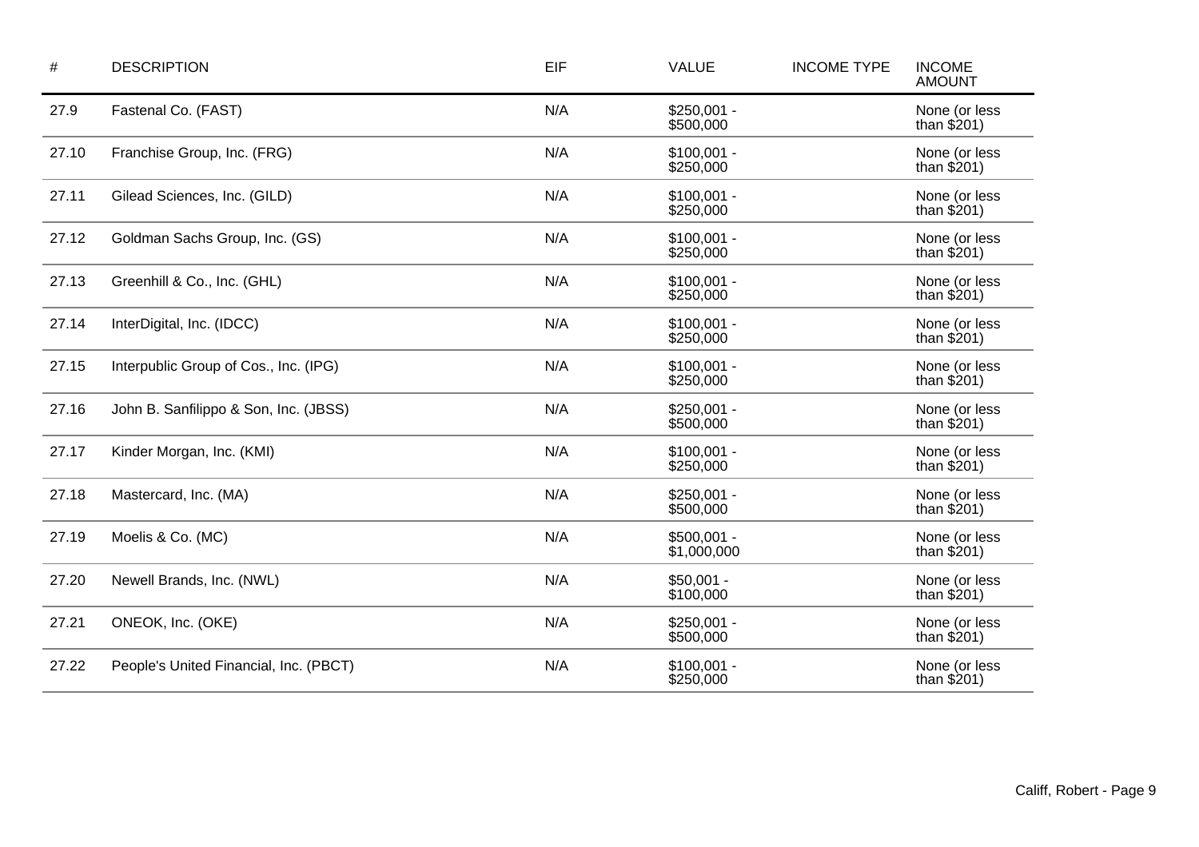| # | DESCRIPTION | EIF | VALUE | INCOME TYPE | INCOME AMOUNT |
|---|---|---|---|---|---|
| 27.9 | Fastenal Co. (FAST) | N/A | $250,001 - $500,000 | | None (or less than $201) |
| 27.10 | Franchise Group, Inc. (FRG) | N/A | $100,001 - $250,000 | | None (or less than $201) |
| 27.11 | Gilead Sciences, Inc. (GILD) | N/A | $100,001 - $250,000 | | None (or less than $201) |
| 27.12 | Goldman Sachs Group, Inc. (GS) | N/A | $100,001 - $250,000 | | None (or less than $201) |
| 27.13 | Greenhill & Co., Inc. (GHL) | N/A | $100,001 - $250,000 | | None (or less than $201) |
| 27.14 | InterDigital, Inc. (IDCC) | N/A | $100,001 - $250,000 | | None (or less than $201) |
| 27.15 | Interpublic Group of Cos., Inc. (IPG) | N/A | $100,001 - $250,000 | | None (or less than $201) |
| 27.16 | John B. Sanfilippo & Son, Inc. (JBSS) | N/A | $250,001 - $500,000 | | None (or less than $201) |
| 27.17 | Kinder Morgan, Inc. (KMI) | N/A | $100,001 - $250,000 | | None (or less than $201) |
| 27.18 | Mastercard, Inc. (MA) | N/A | $250,001 - $500,000 | | None (or less than $201) |
| 27.19 | Moelis & Co. (MC) | N/A | $500,001 - $1,000,000 | | None (or less than $201) |
| 27.20 | Newell Brands, Inc. (NWL) | N/A | $50,001 - $100,000 | | None (or less than $201) |
| 27.21 | ONEOK, Inc. (OKE) | N/A | $250,001 - $500,000 | | None (or less than $201) |
| 27.22 | People's United Financial, Inc. (PBCT) | N/A | $100,001 - $250,000 | | None (or less than $201) |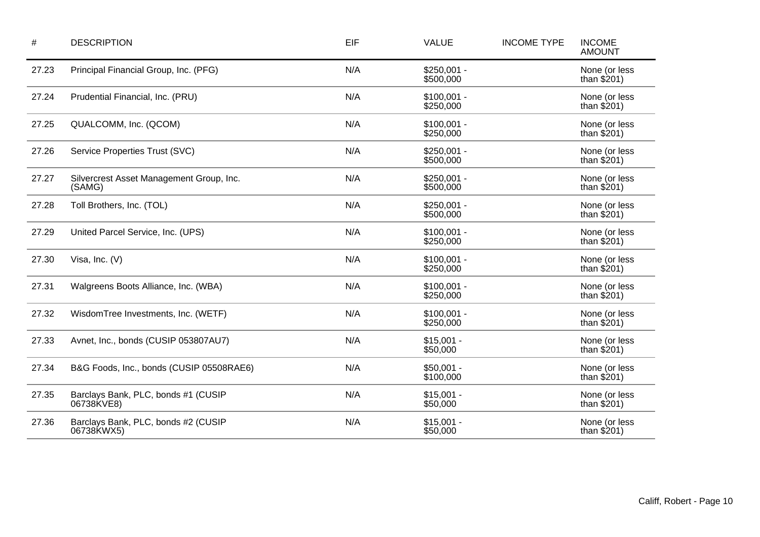| # | DESCRIPTION | EIF | VALUE | INCOME TYPE | INCOME AMOUNT |
|---|---|---|---|---|---|
| 27.23 | Principal Financial Group, Inc. (PFG) | N/A | $250,001 - $500,000 | | None (or less than $201) |
| 27.24 | Prudential Financial, Inc. (PRU) | N/A | $100,001 - $250,000 | | None (or less than $201) |
| 27.25 | QUALCOMM, Inc. (QCOM) | N/A | $100,001 - $250,000 | | None (or less than $201) |
| 27.26 | Service Properties Trust (SVC) | N/A | $250,001 - $500,000 | | None (or less than $201) |
| 27.27 | Silvercrest Asset Management Group, Inc. (SAMG) | N/A | $250,001 - $500,000 | | None (or less than $201) |
| 27.28 | Toll Brothers, Inc. (TOL) | N/A | $250,001 - $500,000 | | None (or less than $201) |
| 27.29 | United Parcel Service, Inc. (UPS) | N/A | $100,001 - $250,000 | | None (or less than $201) |
| 27.30 | Visa, Inc. (V) | N/A | $100,001 - $250,000 | | None (or less than $201) |
| 27.31 | Walgreens Boots Alliance, Inc. (WBA) | N/A | $100,001 - $250,000 | | None (or less than $201) |
| 27.32 | WisdomTree Investments, Inc. (WETF) | N/A | $100,001 - $250,000 | | None (or less than $201) |
| 27.33 | Avnet, Inc., bonds (CUSIP 053807AU7) | N/A | $15,001 - $50,000 | | None (or less than $201) |
| 27.34 | B&G Foods, Inc., bonds (CUSIP 05508RAE6) | N/A | $50,001 - $100,000 | | None (or less than $201) |
| 27.35 | Barclays Bank, PLC, bonds #1 (CUSIP 06738KVE8) | N/A | $15,001 - $50,000 | | None (or less than $201) |
| 27.36 | Barclays Bank, PLC, bonds #2 (CUSIP 06738KWX5) | N/A | $15,001 - $50,000 | | None (or less than $201) |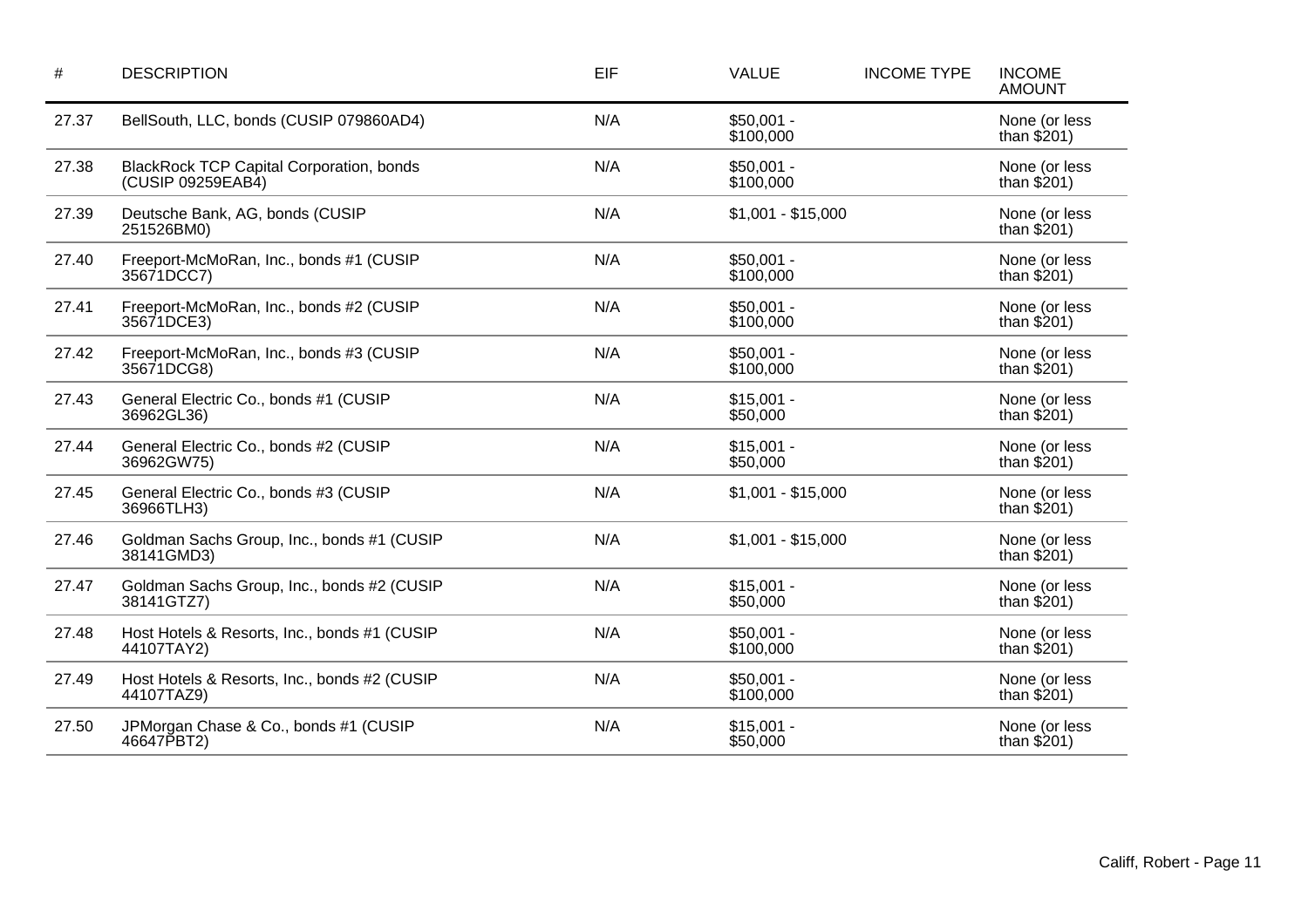| # | DESCRIPTION | EIF | VALUE | INCOME TYPE | INCOME AMOUNT |
|---|---|---|---|---|---|
| 27.37 | BellSouth, LLC, bonds (CUSIP 079860AD4) | N/A | $50,001 - $100,000 | | None (or less than $201) |
| 27.38 | BlackRock TCP Capital Corporation, bonds (CUSIP 09259EAB4) | N/A | $50,001 - $100,000 | | None (or less than $201) |
| 27.39 | Deutsche Bank, AG, bonds (CUSIP 251526BM0) | N/A | $1,001 - $15,000 | | None (or less than $201) |
| 27.40 | Freeport-McMoRan, Inc., bonds #1 (CUSIP 35671DCC7) | N/A | $50,001 - $100,000 | | None (or less than $201) |
| 27.41 | Freeport-McMoRan, Inc., bonds #2 (CUSIP 35671DCE3) | N/A | $50,001 - $100,000 | | None (or less than $201) |
| 27.42 | Freeport-McMoRan, Inc., bonds #3 (CUSIP 35671DCG8) | N/A | $50,001 - $100,000 | | None (or less than $201) |
| 27.43 | General Electric Co., bonds #1 (CUSIP 36962GL36) | N/A | $15,001 - $50,000 | | None (or less than $201) |
| 27.44 | General Electric Co., bonds #2 (CUSIP 36962GW75) | N/A | $15,001 - $50,000 | | None (or less than $201) |
| 27.45 | General Electric Co., bonds #3 (CUSIP 36966TLH3) | N/A | $1,001 - $15,000 | | None (or less than $201) |
| 27.46 | Goldman Sachs Group, Inc., bonds #1 (CUSIP 38141GMD3) | N/A | $1,001 - $15,000 | | None (or less than $201) |
| 27.47 | Goldman Sachs Group, Inc., bonds #2 (CUSIP 38141GTZ7) | N/A | $15,001 - $50,000 | | None (or less than $201) |
| 27.48 | Host Hotels & Resorts, Inc., bonds #1 (CUSIP 44107TAY2) | N/A | $50,001 - $100,000 | | None (or less than $201) |
| 27.49 | Host Hotels & Resorts, Inc., bonds #2 (CUSIP 44107TAZ9) | N/A | $50,001 - $100,000 | | None (or less than $201) |
| 27.50 | JPMorgan Chase & Co., bonds #1 (CUSIP 46647PBT2) | N/A | $15,001 - $50,000 | | None (or less than $201) |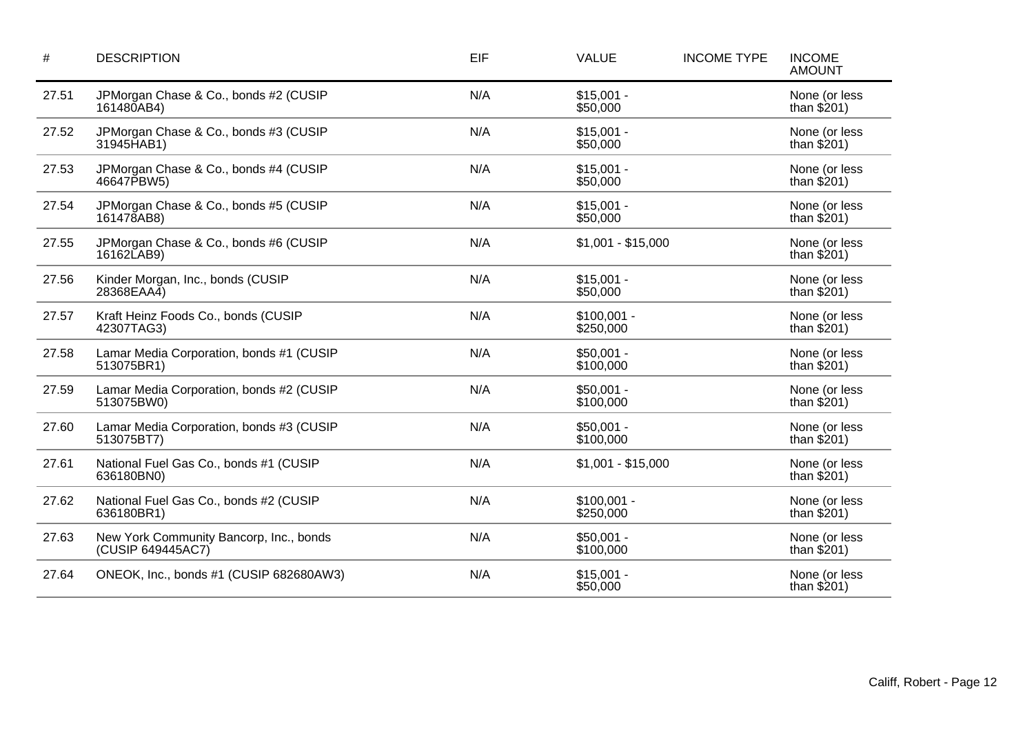| # | DESCRIPTION | EIF | VALUE | INCOME TYPE | INCOME AMOUNT |
| --- | --- | --- | --- | --- | --- |
| 27.51 | JPMorgan Chase & Co., bonds #2 (CUSIP 161480AB4) | N/A | $15,001 - $50,000 | | None (or less than $201) |
| 27.52 | JPMorgan Chase & Co., bonds #3 (CUSIP 31945HAB1) | N/A | $15,001 - $50,000 | | None (or less than $201) |
| 27.53 | JPMorgan Chase & Co., bonds #4 (CUSIP 46647PBW5) | N/A | $15,001 - $50,000 | | None (or less than $201) |
| 27.54 | JPMorgan Chase & Co., bonds #5 (CUSIP 161478AB8) | N/A | $15,001 - $50,000 | | None (or less than $201) |
| 27.55 | JPMorgan Chase & Co., bonds #6 (CUSIP 16162LAB9) | N/A | $1,001 - $15,000 | | None (or less than $201) |
| 27.56 | Kinder Morgan, Inc., bonds (CUSIP 28368EAA4) | N/A | $15,001 - $50,000 | | None (or less than $201) |
| 27.57 | Kraft Heinz Foods Co., bonds (CUSIP 42307TAG3) | N/A | $100,001 - $250,000 | | None (or less than $201) |
| 27.58 | Lamar Media Corporation, bonds #1 (CUSIP 513075BR1) | N/A | $50,001 - $100,000 | | None (or less than $201) |
| 27.59 | Lamar Media Corporation, bonds #2 (CUSIP 513075BW0) | N/A | $50,001 - $100,000 | | None (or less than $201) |
| 27.60 | Lamar Media Corporation, bonds #3 (CUSIP 513075BT7) | N/A | $50,001 - $100,000 | | None (or less than $201) |
| 27.61 | National Fuel Gas Co., bonds #1 (CUSIP 636180BN0) | N/A | $1,001 - $15,000 | | None (or less than $201) |
| 27.62 | National Fuel Gas Co., bonds #2 (CUSIP 636180BR1) | N/A | $100,001 - $250,000 | | None (or less than $201) |
| 27.63 | New York Community Bancorp, Inc., bonds (CUSIP 649445AC7) | N/A | $50,001 - $100,000 | | None (or less than $201) |
| 27.64 | ONEOK, Inc., bonds #1 (CUSIP 682680AW3) | N/A | $15,001 - $50,000 | | None (or less than $201) |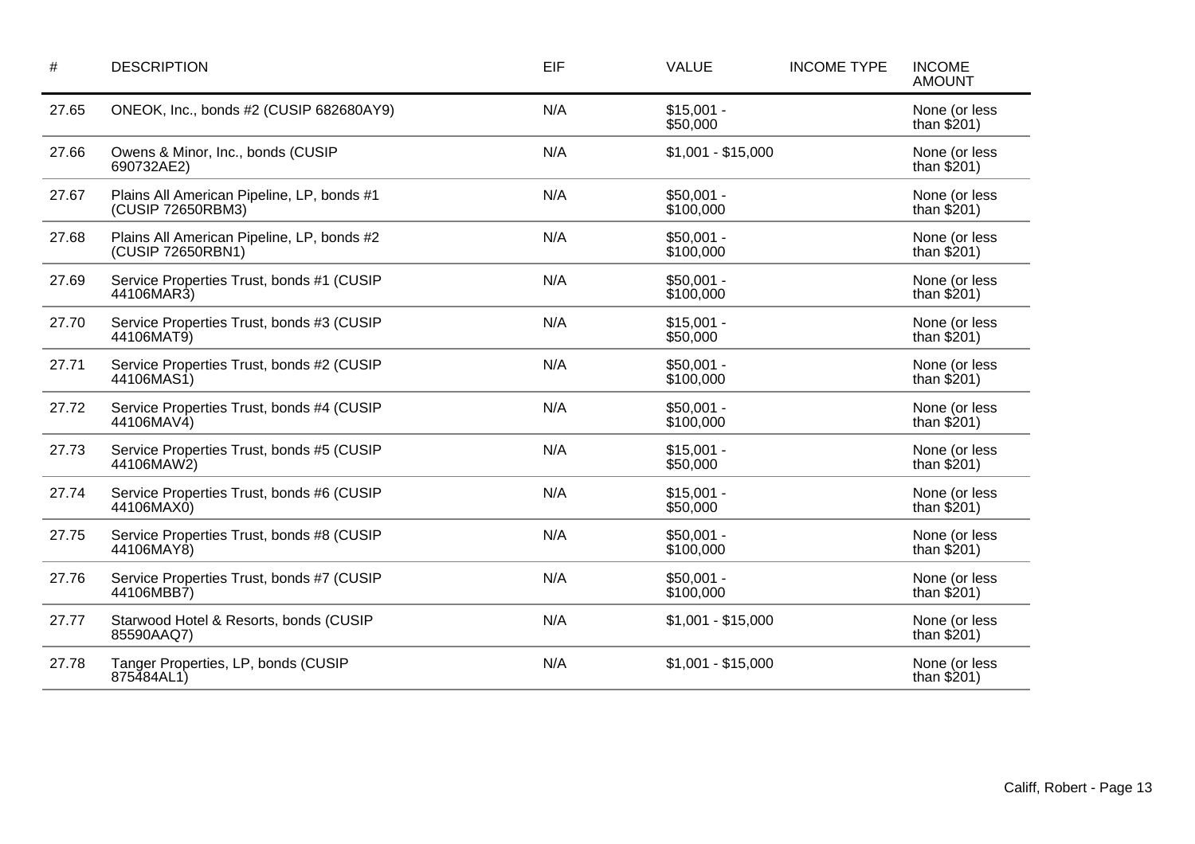| # | DESCRIPTION | EIF | VALUE | INCOME TYPE | INCOME AMOUNT |
|---|---|---|---|---|---|
| 27.65 | ONEOK, Inc., bonds #2 (CUSIP 682680AY9) | N/A | $15,001 - $50,000 | | None (or less than $201) |
| 27.66 | Owens & Minor, Inc., bonds (CUSIP 690732AE2) | N/A | $1,001 - $15,000 | | None (or less than $201) |
| 27.67 | Plains All American Pipeline, LP, bonds #1 (CUSIP 72650RBM3) | N/A | $50,001 - $100,000 | | None (or less than $201) |
| 27.68 | Plains All American Pipeline, LP, bonds #2 (CUSIP 72650RBN1) | N/A | $50,001 - $100,000 | | None (or less than $201) |
| 27.69 | Service Properties Trust, bonds #1 (CUSIP 44106MAR3) | N/A | $50,001 - $100,000 | | None (or less than $201) |
| 27.70 | Service Properties Trust, bonds #3 (CUSIP 44106MAT9) | N/A | $15,001 - $50,000 | | None (or less than $201) |
| 27.71 | Service Properties Trust, bonds #2 (CUSIP 44106MAS1) | N/A | $50,001 - $100,000 | | None (or less than $201) |
| 27.72 | Service Properties Trust, bonds #4 (CUSIP 44106MAV4) | N/A | $50,001 - $100,000 | | None (or less than $201) |
| 27.73 | Service Properties Trust, bonds #5 (CUSIP 44106MAW2) | N/A | $15,001 - $50,000 | | None (or less than $201) |
| 27.74 | Service Properties Trust, bonds #6 (CUSIP 44106MAX0) | N/A | $15,001 - $50,000 | | None (or less than $201) |
| 27.75 | Service Properties Trust, bonds #8 (CUSIP 44106MAY8) | N/A | $50,001 - $100,000 | | None (or less than $201) |
| 27.76 | Service Properties Trust, bonds #7 (CUSIP 44106MBB7) | N/A | $50,001 - $100,000 | | None (or less than $201) |
| 27.77 | Starwood Hotel & Resorts, bonds (CUSIP 85590AAQ7) | N/A | $1,001 - $15,000 | | None (or less than $201) |
| 27.78 | Tanger Properties, LP, bonds (CUSIP 875484AL1) | N/A | $1,001 - $15,000 | | None (or less than $201) |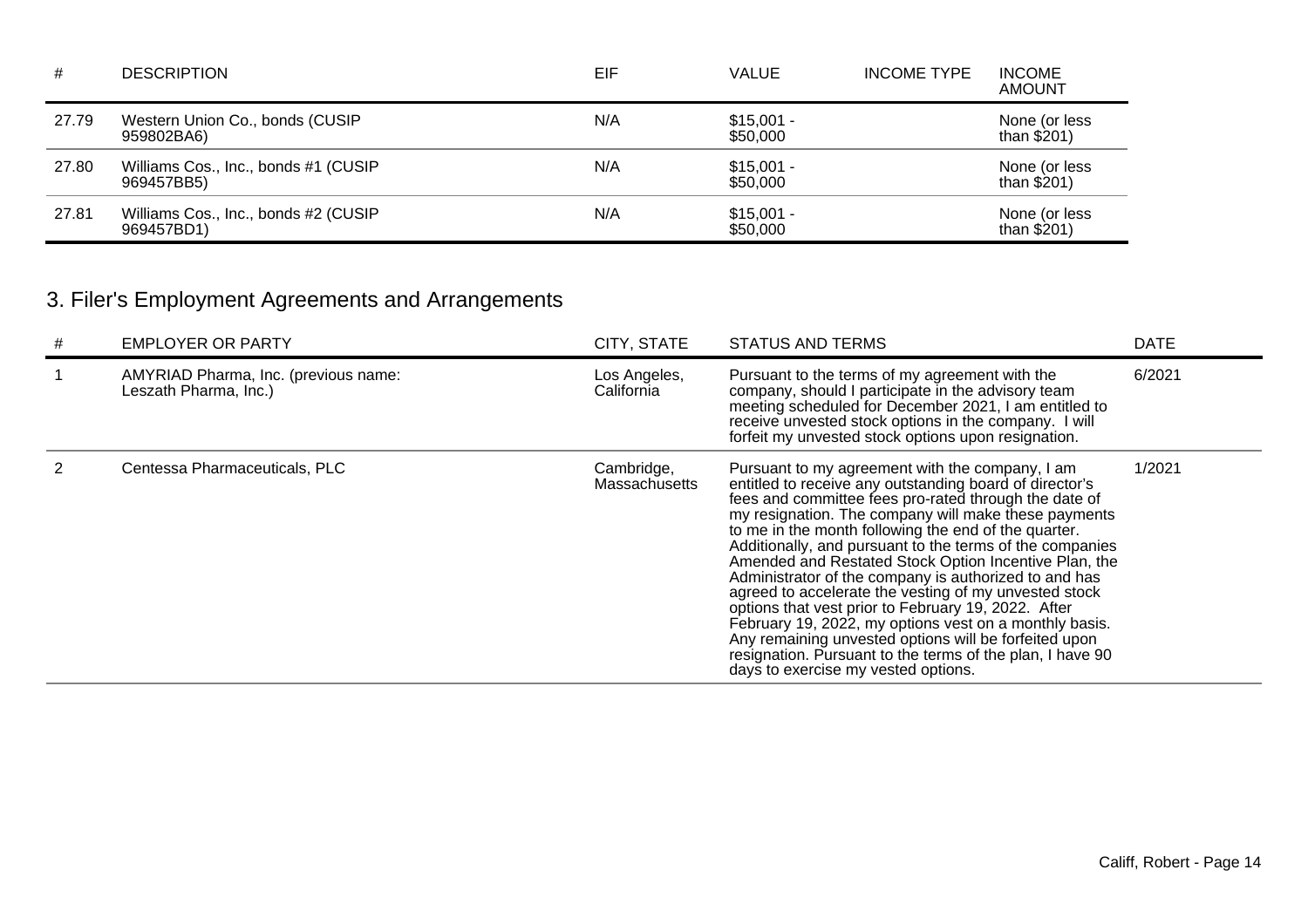| # | DESCRIPTION | EIF | VALUE | INCOME TYPE | INCOME AMOUNT |
|---|---|---|---|---|---|
| 27.79 | Western Union Co., bonds (CUSIP 959802BA6) | N/A | $15,001 - $50,000 | | None (or less than $201) |
| 27.80 | Williams Cos., Inc., bonds #1 (CUSIP 969457BB5) | N/A | $15,001 - $50,000 | | None (or less than $201) |
| 27.81 | Williams Cos., Inc., bonds #2 (CUSIP 969457BD1) | N/A | $15,001 - $50,000 | | None (or less than $201) |

## 3. Filer's Employment Agreements and Arrangements

| # | EMPLOYER OR PARTY | CITY, STATE | STATUS AND TERMS | DATE |
|---|---|---|---|---|
| 1 | AMYRIAD Pharma, Inc. (previous name: Leszath Pharma, Inc.) | Los Angeles, California | Pursuant to the terms of my agreement with the company, should I participate in the advisory team meeting scheduled for December 2021, I am entitled to receive unvested stock options in the company. I will forfeit my unvested stock options upon resignation. | 6/2021 |
| 2 | Centessa Pharmaceuticals, PLC | Cambridge, Massachusetts | Pursuant to my agreement with the company, I am entitled to receive any outstanding board of director's fees and committee fees pro-rated through the date of my resignation. The company will make these payments to me in the month following the end of the quarter. Additionally, and pursuant to the terms of the companies Amended and Restated Stock Option Incentive Plan, the Administrator of the company is authorized to and has agreed to accelerate the vesting of my unvested stock options that vest prior to February 19, 2022. After February 19, 2022, my options vest on a monthly basis. Any remaining unvested options will be forfeited upon resignation. Pursuant to the terms of the plan, I have 90 days to exercise my vested options. | 1/2021 |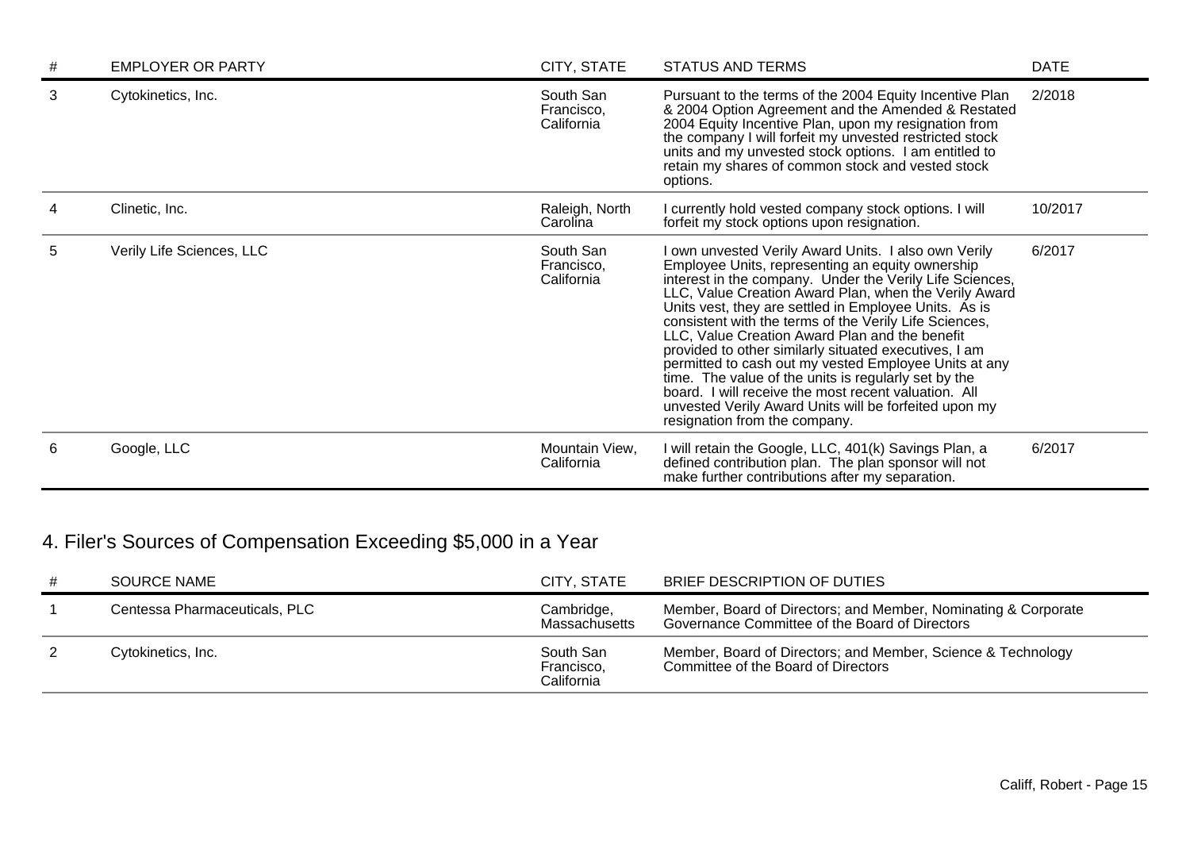| # | EMPLOYER OR PARTY | CITY, STATE | STATUS AND TERMS | DATE |
|---|---|---|---|---|
| 3 | Cytokinetics, Inc. | South San Francisco, California | Pursuant to the terms of the 2004 Equity Incentive Plan & 2004 Option Agreement and the Amended & Restated 2004 Equity Incentive Plan, upon my resignation from the company I will forfeit my unvested restricted stock units and my unvested stock options. I am entitled to retain my shares of common stock and vested stock options. | 2/2018 |
| 4 | Clinetic, Inc. | Raleigh, North Carolina | I currently hold vested company stock options. I will forfeit my stock options upon resignation. | 10/2017 |
| 5 | Verily Life Sciences, LLC | South San Francisco, California | I own unvested Verily Award Units. I also own Verily Employee Units, representing an equity ownership interest in the company. Under the Verily Life Sciences, LLC, Value Creation Award Plan, when the Verily Award Units vest, they are settled in Employee Units. As is consistent with the terms of the Verily Life Sciences, LLC, Value Creation Award Plan and the benefit provided to other similarly situated executives, I am permitted to cash out my vested Employee Units at any time. The value of the units is regularly set by the board. I will receive the most recent valuation. All unvested Verily Award Units will be forfeited upon my resignation from the company. | 6/2017 |
| 6 | Google, LLC | Mountain View, California | I will retain the Google, LLC, 401(k) Savings Plan, a defined contribution plan. The plan sponsor will not make further contributions after my separation. | 6/2017 |

## 4. Filer's Sources of Compensation Exceeding $5,000 in a Year

| # | SOURCE NAME | CITY, STATE | BRIEF DESCRIPTION OF DUTIES |
|---|---|---|---|
| 1 | Centessa Pharmaceuticals, PLC | Cambridge, Massachusetts | Member, Board of Directors; and Member, Nominating & Corporate Governance Committee of the Board of Directors |
| 2 | Cytokinetics, Inc. | South San Francisco, California | Member, Board of Directors; and Member, Science & Technology Committee of the Board of Directors |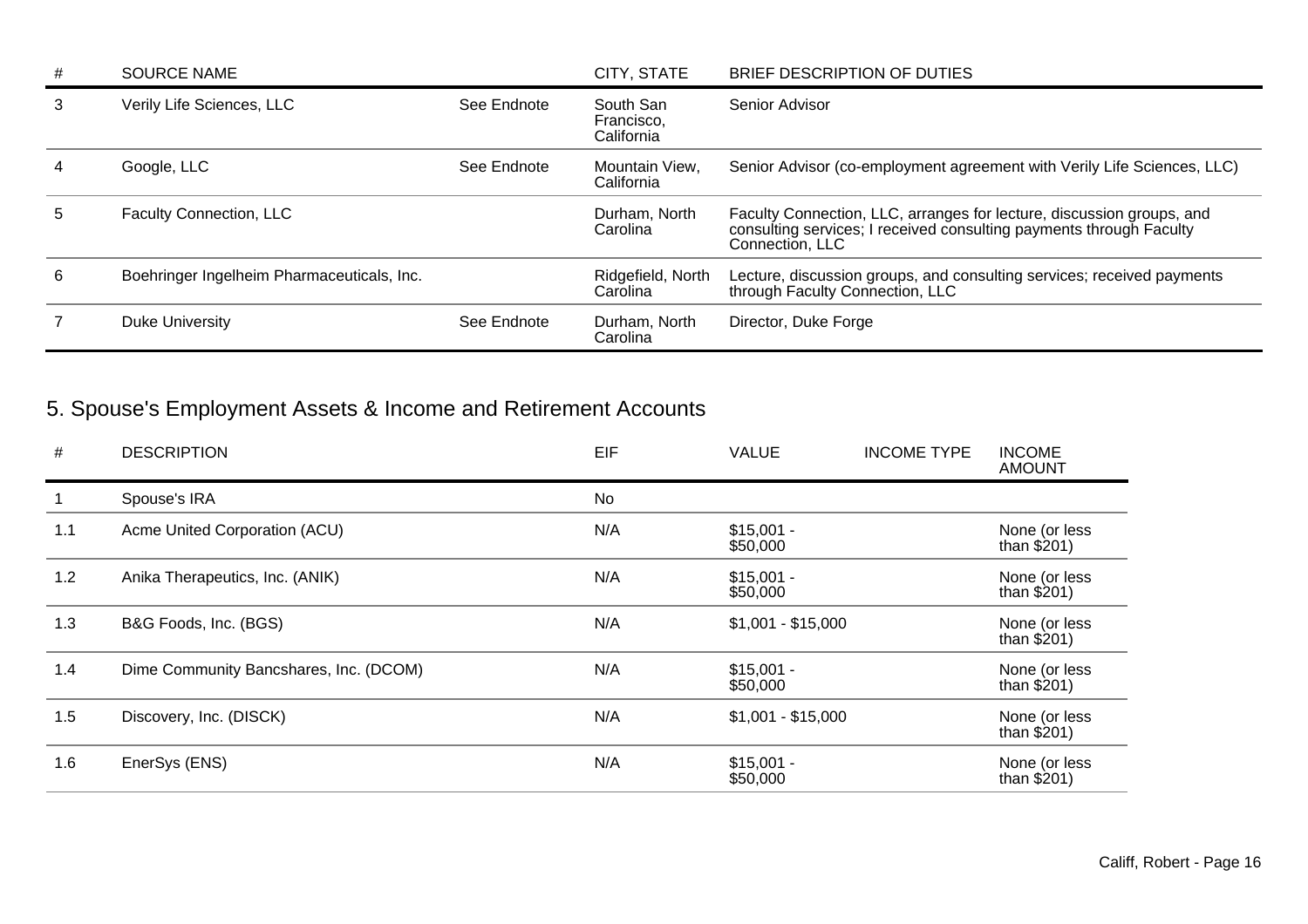| # | SOURCE NAME | | CITY, STATE | BRIEF DESCRIPTION OF DUTIES |
|---|---|---|---|---|
| 3 | Verily Life Sciences, LLC | See Endnote | South San Francisco, California | Senior Advisor |
| 4 | Google, LLC | See Endnote | Mountain View, California | Senior Advisor (co-employment agreement with Verily Life Sciences, LLC) |
| 5 | Faculty Connection, LLC | | Durham, North Carolina | Faculty Connection, LLC, arranges for lecture, discussion groups, and consulting services; I received consulting payments through Faculty Connection, LLC |
| 6 | Boehringer Ingelheim Pharmaceuticals, Inc. | | Ridgefield, North Carolina | Lecture, discussion groups, and consulting services; received payments through Faculty Connection, LLC |
| 7 | Duke University | See Endnote | Durham, North Carolina | Director, Duke Forge |

## 5. Spouse's Employment Assets & Income and Retirement Accounts

| # | DESCRIPTION | EIF | VALUE | INCOME TYPE | INCOME AMOUNT |
|---|---|---|---|---|---|
| 1 | Spouse's IRA | No | | | |
| 1.1 | Acme United Corporation (ACU) | N/A | $15,001 - $50,000 | | None (or less than $201) |
| 1.2 | Anika Therapeutics, Inc. (ANIK) | N/A | $15,001 - $50,000 | | None (or less than $201) |
| 1.3 | B&G Foods, Inc. (BGS) | N/A | $1,001 - $15,000 | | None (or less than $201) |
| 1.4 | Dime Community Bancshares, Inc. (DCOM) | N/A | $15,001 - $50,000 | | None (or less than $201) |
| 1.5 | Discovery, Inc. (DISCK) | N/A | $1,001 - $15,000 | | None (or less than $201) |
| 1.6 | EnerSys (ENS) | N/A | $15,001 - $50,000 | | None (or less than $201) |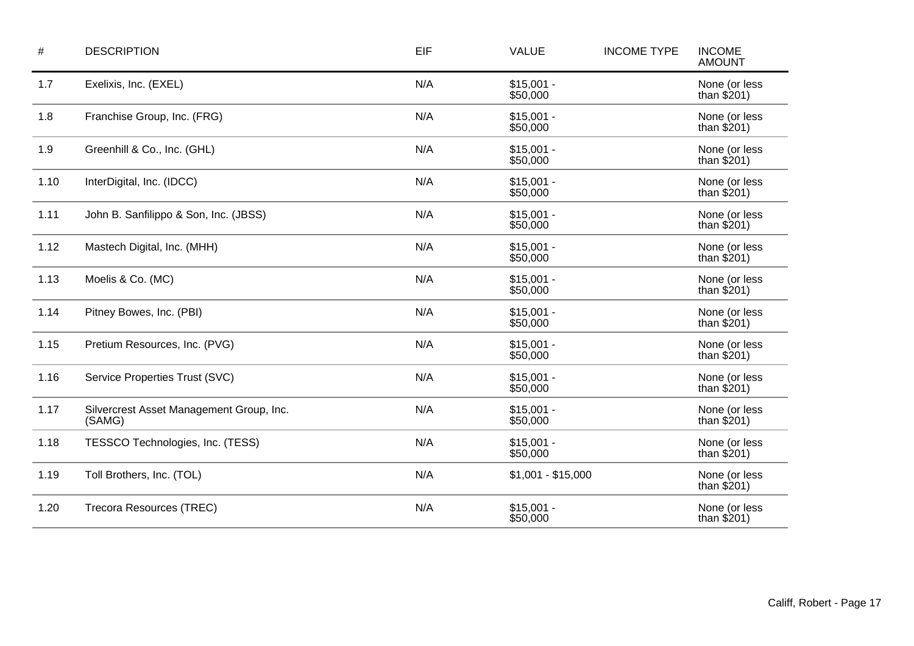| # | DESCRIPTION | EIF | VALUE | INCOME TYPE | INCOME AMOUNT |
|---|---|---|---|---|---|
| 1.7 | Exelixis, Inc. (EXEL) | N/A | $15,001 - $50,000 | | None (or less than $201) |
| 1.8 | Franchise Group, Inc. (FRG) | N/A | $15,001 - $50,000 | | None (or less than $201) |
| 1.9 | Greenhill & Co., Inc. (GHL) | N/A | $15,001 - $50,000 | | None (or less than $201) |
| 1.10 | InterDigital, Inc. (IDCC) | N/A | $15,001 - $50,000 | | None (or less than $201) |
| 1.11 | John B. Sanfilippo & Son, Inc. (JBSS) | N/A | $15,001 - $50,000 | | None (or less than $201) |
| 1.12 | Mastech Digital, Inc. (MHH) | N/A | $15,001 - $50,000 | | None (or less than $201) |
| 1.13 | Moelis & Co. (MC) | N/A | $15,001 - $50,000 | | None (or less than $201) |
| 1.14 | Pitney Bowes, Inc. (PBI) | N/A | $15,001 - $50,000 | | None (or less than $201) |
| 1.15 | Pretium Resources, Inc. (PVG) | N/A | $15,001 - $50,000 | | None (or less than $201) |
| 1.16 | Service Properties Trust (SVC) | N/A | $15,001 - $50,000 | | None (or less than $201) |
| 1.17 | Silvercrest Asset Management Group, Inc. (SAMG) | N/A | $15,001 - $50,000 | | None (or less than $201) |
| 1.18 | TESSCO Technologies, Inc. (TESS) | N/A | $15,001 - $50,000 | | None (or less than $201) |
| 1.19 | Toll Brothers, Inc. (TOL) | N/A | $1,001 - $15,000 | | None (or less than $201) |
| 1.20 | Trecora Resources (TREC) | N/A | $15,001 - $50,000 | | None (or less than $201) |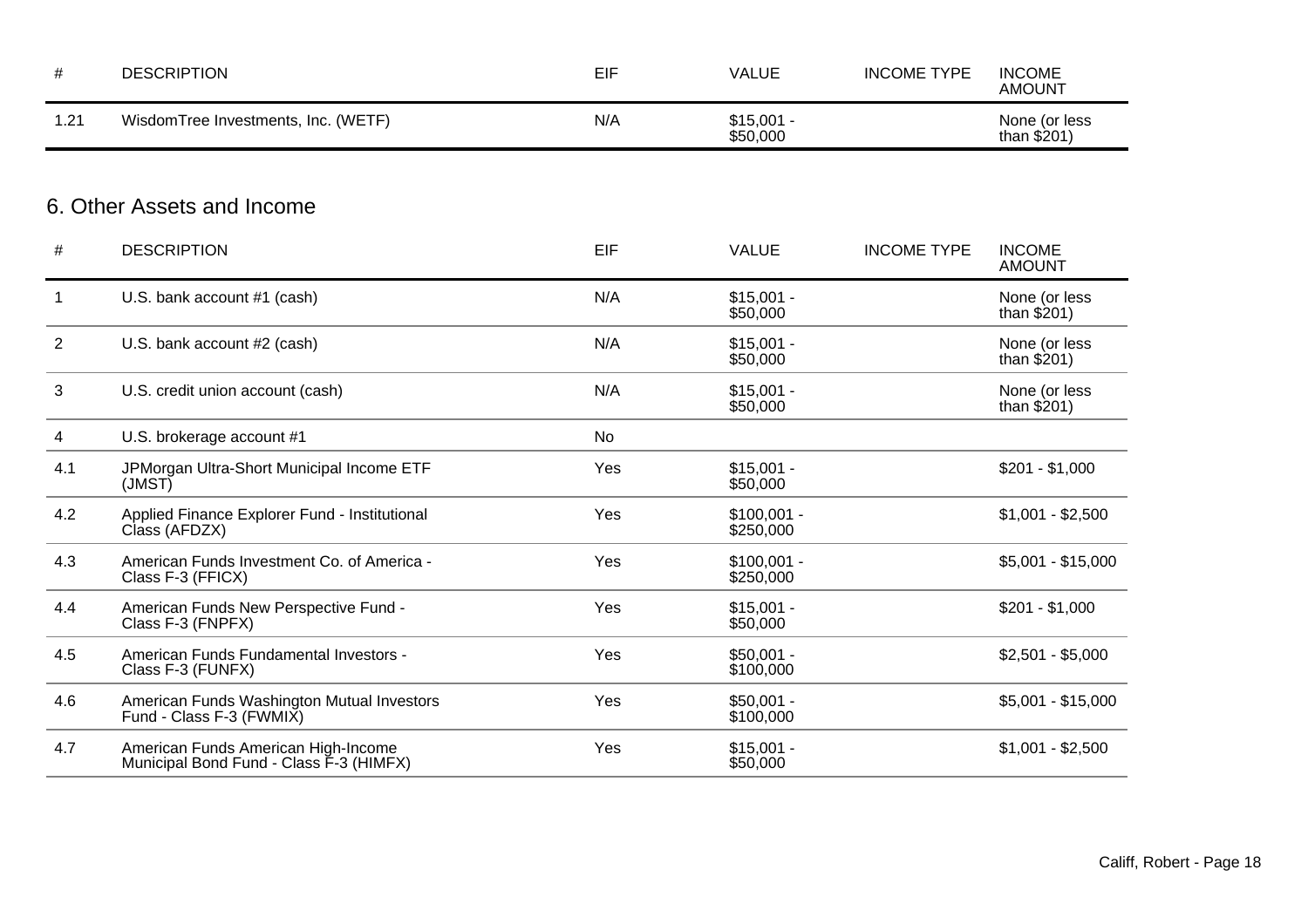| # | DESCRIPTION | EIF | VALUE | INCOME TYPE | INCOME AMOUNT |
|---|---|---|---|---|---|
| 1.21 | WisdomTree Investments, Inc. (WETF) | N/A | $15,001 - $50,000 | | None (or less than $201) |

## 6. Other Assets and Income

| # | DESCRIPTION | EIF | VALUE | INCOME TYPE | INCOME AMOUNT |
|---|---|---|---|---|---|
| 1 | U.S. bank account #1 (cash) | N/A | $15,001 - $50,000 | | None (or less than $201) |
| 2 | U.S. bank account #2 (cash) | N/A | $15,001 - $50,000 | | None (or less than $201) |
| 3 | U.S. credit union account (cash) | N/A | $15,001 - $50,000 | | None (or less than $201) |
| 4 | U.S. brokerage account #1 | No | | | |
| 4.1 | JPMorgan Ultra-Short Municipal Income ETF (JMST) | Yes | $15,001 - $50,000 | | $201 - $1,000 |
| 4.2 | Applied Finance Explorer Fund - Institutional Class (AFDZX) | Yes | $100,001 - $250,000 | | $1,001 - $2,500 |
| 4.3 | American Funds Investment Co. of America - Class F-3 (FFICX) | Yes | $100,001 - $250,000 | | $5,001 - $15,000 |
| 4.4 | American Funds New Perspective Fund - Class F-3 (FNPFX) | Yes | $15,001 - $50,000 | | $201 - $1,000 |
| 4.5 | American Funds Fundamental Investors - Class F-3 (FUNFX) | Yes | $50,001 - $100,000 | | $2,501 - $5,000 |
| 4.6 | American Funds Washington Mutual Investors Fund - Class F-3 (FWMIX) | Yes | $50,001 - $100,000 | | $5,001 - $15,000 |
| 4.7 | American Funds American High-Income Municipal Bond Fund - Class F-3 (HIMFX) | Yes | $15,001 - $50,000 | | $1,001 - $2,500 |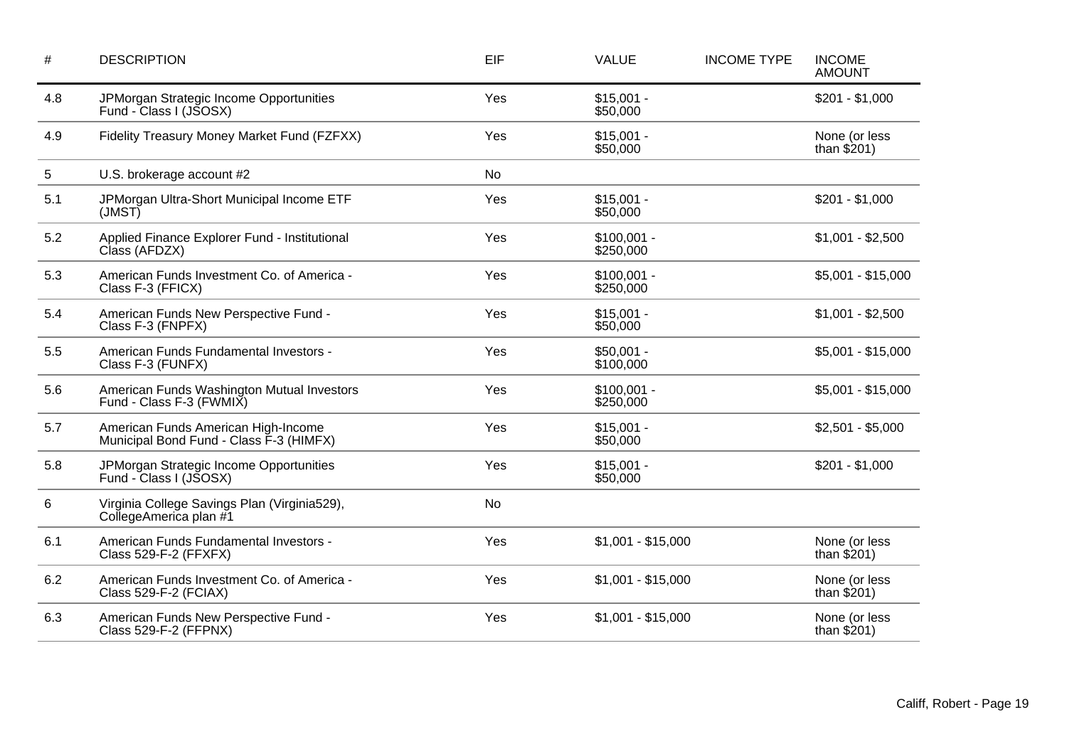| # | DESCRIPTION | EIF | VALUE | INCOME TYPE | INCOME AMOUNT |
|---|---|---|---|---|---|
| 4.8 | JPMorgan Strategic Income Opportunities Fund - Class I (JSOSX) | Yes | $15,001 - $50,000 | | $201 - $1,000 |
| 4.9 | Fidelity Treasury Money Market Fund (FZFXX) | Yes | $15,001 - $50,000 | | None (or less than $201) |
| 5 | U.S. brokerage account #2 | No | | | |
| 5.1 | JPMorgan Ultra-Short Municipal Income ETF (JMST) | Yes | $15,001 - $50,000 | | $201 - $1,000 |
| 5.2 | Applied Finance Explorer Fund - Institutional Class (AFDZX) | Yes | $100,001 - $250,000 | | $1,001 - $2,500 |
| 5.3 | American Funds Investment Co. of America - Class F-3 (FFICX) | Yes | $100,001 - $250,000 | | $5,001 - $15,000 |
| 5.4 | American Funds New Perspective Fund - Class F-3 (FNPFX) | Yes | $15,001 - $50,000 | | $1,001 - $2,500 |
| 5.5 | American Funds Fundamental Investors - Class F-3 (FUNFX) | Yes | $50,001 - $100,000 | | $5,001 - $15,000 |
| 5.6 | American Funds Washington Mutual Investors Fund - Class F-3 (FWMIX) | Yes | $100,001 - $250,000 | | $5,001 - $15,000 |
| 5.7 | American Funds American High-Income Municipal Bond Fund - Class F-3 (HIMFX) | Yes | $15,001 - $50,000 | | $2,501 - $5,000 |
| 5.8 | JPMorgan Strategic Income Opportunities Fund - Class I (JSOSX) | Yes | $15,001 - $50,000 | | $201 - $1,000 |
| 6 | Virginia College Savings Plan (Virginia529), CollegeAmerica plan #1 | No | | | |
| 6.1 | American Funds Fundamental Investors - Class 529-F-2 (FFXFX) | Yes | $1,001 - $15,000 | | None (or less than $201) |
| 6.2 | American Funds Investment Co. of America - Class 529-F-2 (FCIAX) | Yes | $1,001 - $15,000 | | None (or less than $201) |
| 6.3 | American Funds New Perspective Fund - Class 529-F-2 (FFPNX) | Yes | $1,001 - $15,000 | | None (or less than $201) |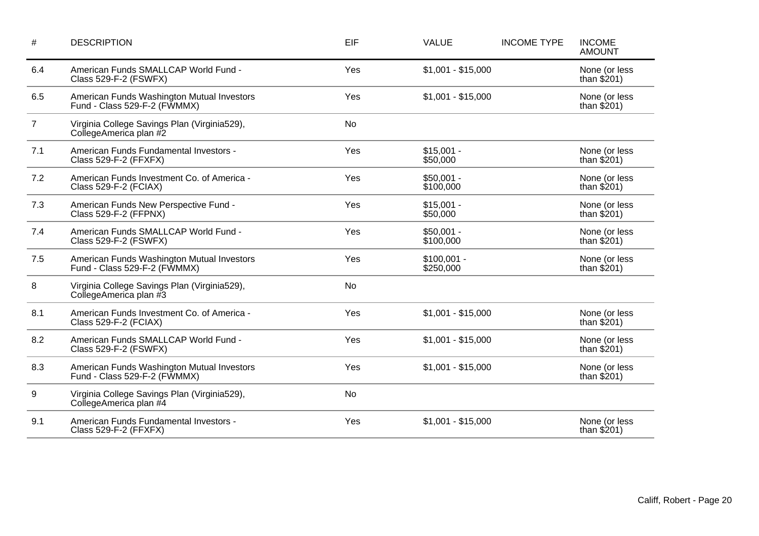| # | DESCRIPTION | EIF | VALUE | INCOME TYPE | INCOME AMOUNT |
|---|---|---|---|---|---|
| 6.4 | American Funds SMALLCAP World Fund - Class 529-F-2 (FSWFX) | Yes | $1,001 - $15,000 | | None (or less than $201) |
| 6.5 | American Funds Washington Mutual Investors Fund - Class 529-F-2 (FWMMX) | Yes | $1,001 - $15,000 | | None (or less than $201) |
| 7 | Virginia College Savings Plan (Virginia529), CollegeAmerica plan #2 | No | | | |
| 7.1 | American Funds Fundamental Investors - Class 529-F-2 (FFXFX) | Yes | $15,001 - $50,000 | | None (or less than $201) |
| 7.2 | American Funds Investment Co. of America - Class 529-F-2 (FCIAX) | Yes | $50,001 - $100,000 | | None (or less than $201) |
| 7.3 | American Funds New Perspective Fund - Class 529-F-2 (FFPNX) | Yes | $15,001 - $50,000 | | None (or less than $201) |
| 7.4 | American Funds SMALLCAP World Fund - Class 529-F-2 (FSWFX) | Yes | $50,001 - $100,000 | | None (or less than $201) |
| 7.5 | American Funds Washington Mutual Investors Fund - Class 529-F-2 (FWMMX) | Yes | $100,001 - $250,000 | | None (or less than $201) |
| 8 | Virginia College Savings Plan (Virginia529), CollegeAmerica plan #3 | No | | | |
| 8.1 | American Funds Investment Co. of America - Class 529-F-2 (FCIAX) | Yes | $1,001 - $15,000 | | None (or less than $201) |
| 8.2 | American Funds SMALLCAP World Fund - Class 529-F-2 (FSWFX) | Yes | $1,001 - $15,000 | | None (or less than $201) |
| 8.3 | American Funds Washington Mutual Investors Fund - Class 529-F-2 (FWMMX) | Yes | $1,001 - $15,000 | | None (or less than $201) |
| 9 | Virginia College Savings Plan (Virginia529), CollegeAmerica plan #4 | No | | | |
| 9.1 | American Funds Fundamental Investors - Class 529-F-2 (FFXFX) | Yes | $1,001 - $15,000 | | None (or less than $201) |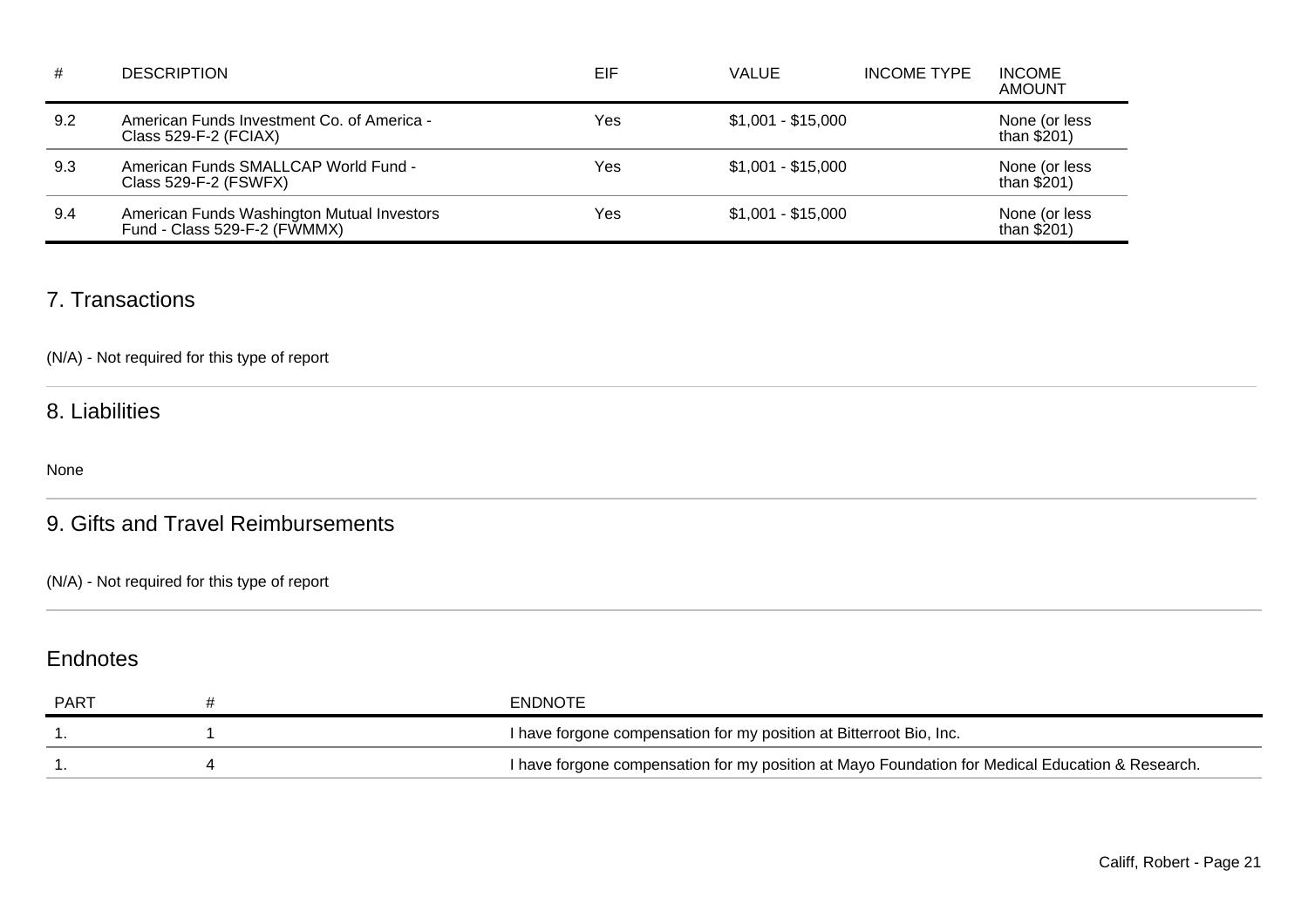| # | DESCRIPTION | EIF | VALUE | INCOME TYPE | INCOME AMOUNT |
|---|---|---|---|---|---|
| 9.2 | American Funds Investment Co. of America - Class 529-F-2 (FCIAX) | Yes | $1,001 - $15,000 | | None (or less than $201) |
| 9.3 | American Funds SMALLCAP World Fund - Class 529-F-2 (FSWFX) | Yes | $1,001 - $15,000 | | None (or less than $201) |
| 9.4 | American Funds Washington Mutual Investors Fund - Class 529-F-2 (FWMMX) | Yes | $1,001 - $15,000 | | None (or less than $201) |

## 7. Transactions

(N/A) - Not required for this type of report

## 8. Liabilities

None

## 9. Gifts and Travel Reimbursements

(N/A) - Not required for this type of report

## Endnotes

| PART | # | ENDNOTE |
|---|---|---|
| 1. | 1 | I have forgone compensation for my position at Bitterroot Bio, Inc. |
| 1. | 4 | I have forgone compensation for my position at Mayo Foundation for Medical Education & Research. |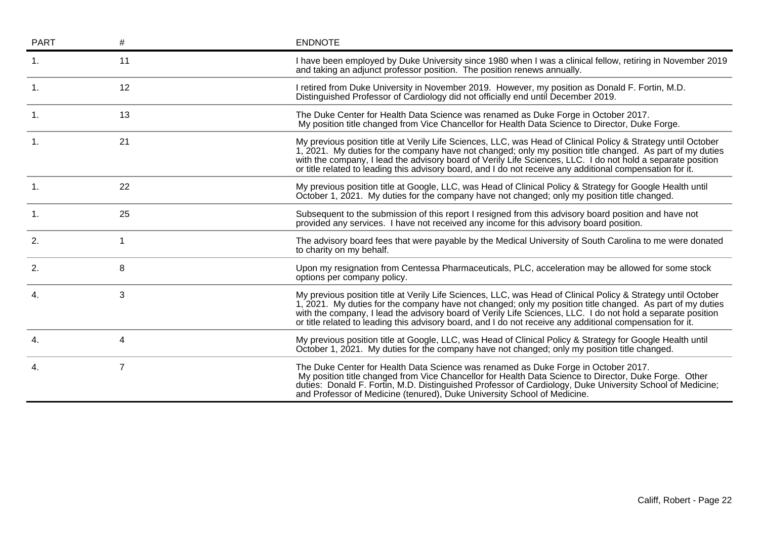| PART | # | ENDNOTE |
|---|---|---|
| 1. | 11 | I have been employed by Duke University since 1980 when I was a clinical fellow, retiring in November 2019 and taking an adjunct professor position. The position renews annually. |
| 1. | 12 | I retired from Duke University in November 2019. However, my position as Donald F. Fortin, M.D. Distinguished Professor of Cardiology did not officially end until December 2019. |
| 1. | 13 | The Duke Center for Health Data Science was renamed as Duke Forge in October 2017. My position title changed from Vice Chancellor for Health Data Science to Director, Duke Forge. |
| 1. | 21 | My previous position title at Verily Life Sciences, LLC, was Head of Clinical Policy & Strategy until October 1, 2021. My duties for the company have not changed; only my position title changed. As part of my duties with the company, I lead the advisory board of Verily Life Sciences, LLC. I do not hold a separate position or title related to leading this advisory board, and I do not receive any additional compensation for it. |
| 1. | 22 | My previous position title at Google, LLC, was Head of Clinical Policy & Strategy for Google Health until October 1, 2021. My duties for the company have not changed; only my position title changed. |
| 1. | 25 | Subsequent to the submission of this report I resigned from this advisory board position and have not provided any services. I have not received any income for this advisory board position. |
| 2. | 1 | The advisory board fees that were payable by the Medical University of South Carolina to me were donated to charity on my behalf. |
| 2. | 8 | Upon my resignation from Centessa Pharmaceuticals, PLC, acceleration may be allowed for some stock options per company policy. |
| 4. | 3 | My previous position title at Verily Life Sciences, LLC, was Head of Clinical Policy & Strategy until October 1, 2021. My duties for the company have not changed; only my position title changed. As part of my duties with the company, I lead the advisory board of Verily Life Sciences, LLC. I do not hold a separate position or title related to leading this advisory board, and I do not receive any additional compensation for it. |
| 4. | 4 | My previous position title at Google, LLC, was Head of Clinical Policy & Strategy for Google Health until October 1, 2021. My duties for the company have not changed; only my position title changed. |
| 4. | 7 | The Duke Center for Health Data Science was renamed as Duke Forge in October 2017. My position title changed from Vice Chancellor for Health Data Science to Director, Duke Forge. Other duties: Donald F. Fortin, M.D. Distinguished Professor of Cardiology, Duke University School of Medicine; and Professor of Medicine (tenured), Duke University School of Medicine. |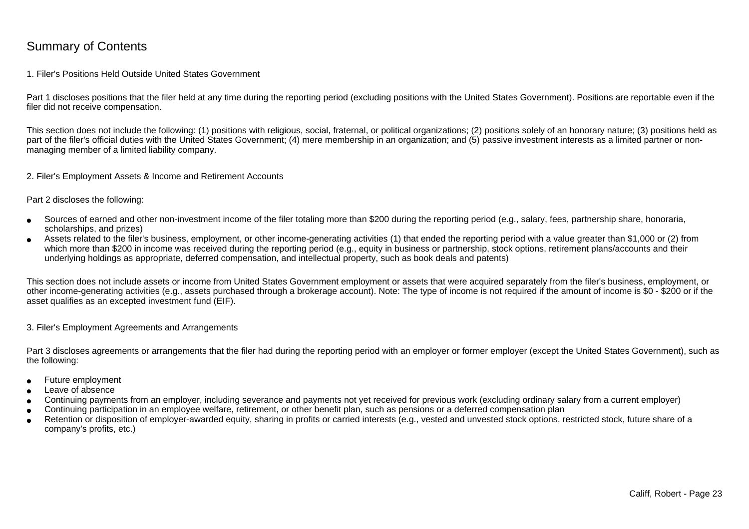# Summary of Contents

## 1. Filer's Positions Held Outside United States Government

Part 1 discloses positions that the filer held at any time during the reporting period (excluding positions with the United States Government). Positions are reportable even if the filer did not receive compensation.

This section does not include the following: (1) positions with religious, social, fraternal, or political organizations; (2) positions solely of an honorary nature; (3) positions held as part of the filer's official duties with the United States Government; (4) mere membership in an organization; and (5) passive investment interests as a limited partner or non-managing member of a limited liability company.

## 2. Filer's Employment Assets & Income and Retirement Accounts

Part 2 discloses the following:

- Sources of earned and other non-investment income of the filer totaling more than $200 during the reporting period (e.g., salary, fees, partnership share, honoraria, scholarships, and prizes)
- Assets related to the filer's business, employment, or other income-generating activities (1) that ended the reporting period with a value greater than $1,000 or (2) from which more than $200 in income was received during the reporting period (e.g., equity in business or partnership, stock options, retirement plans/accounts and their underlying holdings as appropriate, deferred compensation, and intellectual property, such as book deals and patents)

This section does not include assets or income from United States Government employment or assets that were acquired separately from the filer's business, employment, or other income-generating activities (e.g., assets purchased through a brokerage account). Note: The type of income is not required if the amount of income is $0 - $200 or if the asset qualifies as an excepted investment fund (EIF).

## 3. Filer's Employment Agreements and Arrangements

Part 3 discloses agreements or arrangements that the filer had during the reporting period with an employer or former employer (except the United States Government), such as the following:

- Future employment
- Leave of absence
- Continuing payments from an employer, including severance and payments not yet received for previous work (excluding ordinary salary from a current employer)
- Continuing participation in an employee welfare, retirement, or other benefit plan, such as pensions or a deferred compensation plan
- Retention or disposition of employer-awarded equity, sharing in profits or carried interests (e.g., vested and unvested stock options, restricted stock, future share of a company's profits, etc.)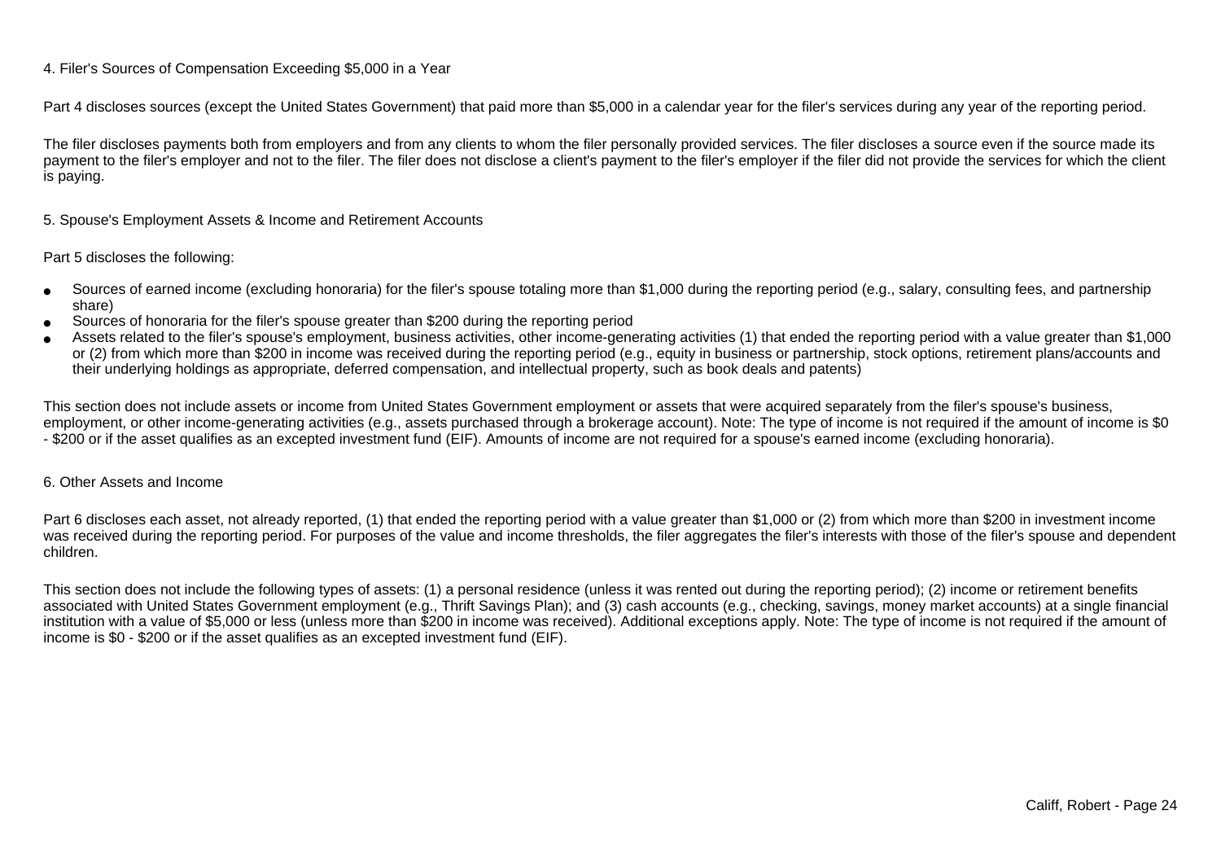## 4. Filer's Sources of Compensation Exceeding $5,000 in a Year

Part 4 discloses sources (except the United States Government) that paid more than $5,000 in a calendar year for the filer's services during any year of the reporting period.

The filer discloses payments both from employers and from any clients to whom the filer personally provided services. The filer discloses a source even if the source made its payment to the filer's employer and not to the filer. The filer does not disclose a client's payment to the filer's employer if the filer did not provide the services for which the client is paying.

## 5. Spouse's Employment Assets & Income and Retirement Accounts

Part 5 discloses the following:

- Sources of earned income (excluding honoraria) for the filer's spouse totaling more than $1,000 during the reporting period (e.g., salary, consulting fees, and partnership share)
- Sources of honoraria for the filer's spouse greater than $200 during the reporting period
- Assets related to the filer's spouse's employment, business activities, other income-generating activities (1) that ended the reporting period with a value greater than $1,000 or (2) from which more than $200 in income was received during the reporting period (e.g., equity in business or partnership, stock options, retirement plans/accounts and their underlying holdings as appropriate, deferred compensation, and intellectual property, such as book deals and patents)

This section does not include assets or income from United States Government employment or assets that were acquired separately from the filer's spouse's business, employment, or other income-generating activities (e.g., assets purchased through a brokerage account). Note: The type of income is not required if the amount of income is $0 - $200 or if the asset qualifies as an excepted investment fund (EIF). Amounts of income are not required for a spouse's earned income (excluding honoraria).

## 6. Other Assets and Income

Part 6 discloses each asset, not already reported, (1) that ended the reporting period with a value greater than $1,000 or (2) from which more than $200 in investment income was received during the reporting period. For purposes of the value and income thresholds, the filer aggregates the filer's interests with those of the filer's spouse and dependent children.

This section does not include the following types of assets: (1) a personal residence (unless it was rented out during the reporting period); (2) income or retirement benefits associated with United States Government employment (e.g., Thrift Savings Plan); and (3) cash accounts (e.g., checking, savings, money market accounts) at a single financial institution with a value of $5,000 or less (unless more than $200 in income was received). Additional exceptions apply. Note: The type of income is not required if the amount of income is $0 - $200 or if the asset qualifies as an excepted investment fund (EIF).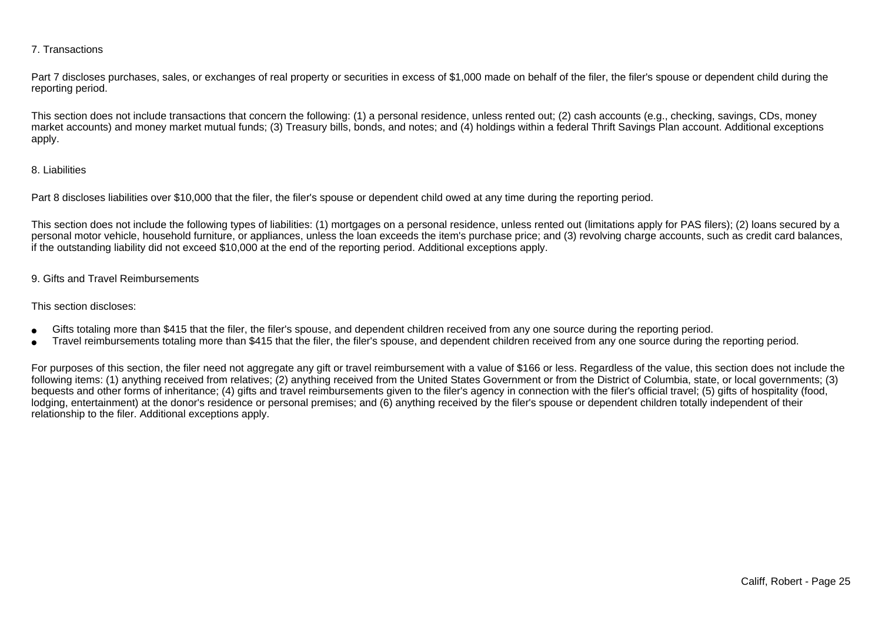### 7. Transactions

Part 7 discloses purchases, sales, or exchanges of real property or securities in excess of $1,000 made on behalf of the filer, the filer's spouse or dependent child during the reporting period.

This section does not include transactions that concern the following: (1) a personal residence, unless rented out; (2) cash accounts (e.g., checking, savings, CDs, money market accounts) and money market mutual funds; (3) Treasury bills, bonds, and notes; and (4) holdings within a federal Thrift Savings Plan account. Additional exceptions apply.

### 8. Liabilities

Part 8 discloses liabilities over $10,000 that the filer, the filer's spouse or dependent child owed at any time during the reporting period.

This section does not include the following types of liabilities: (1) mortgages on a personal residence, unless rented out (limitations apply for PAS filers); (2) loans secured by a personal motor vehicle, household furniture, or appliances, unless the loan exceeds the item's purchase price; and (3) revolving charge accounts, such as credit card balances, if the outstanding liability did not exceed $10,000 at the end of the reporting period. Additional exceptions apply.

### 9. Gifts and Travel Reimbursements

This section discloses:

- Gifts totaling more than $415 that the filer, the filer's spouse, and dependent children received from any one source during the reporting period.
- Travel reimbursements totaling more than $415 that the filer, the filer's spouse, and dependent children received from any one source during the reporting period.

For purposes of this section, the filer need not aggregate any gift or travel reimbursement with a value of $166 or less. Regardless of the value, this section does not include the following items: (1) anything received from relatives; (2) anything received from the United States Government or from the District of Columbia, state, or local governments; (3) bequests and other forms of inheritance; (4) gifts and travel reimbursements given to the filer's agency in connection with the filer's official travel; (5) gifts of hospitality (food, lodging, entertainment) at the donor's residence or personal premises; and (6) anything received by the filer's spouse or dependent children totally independent of their relationship to the filer. Additional exceptions apply.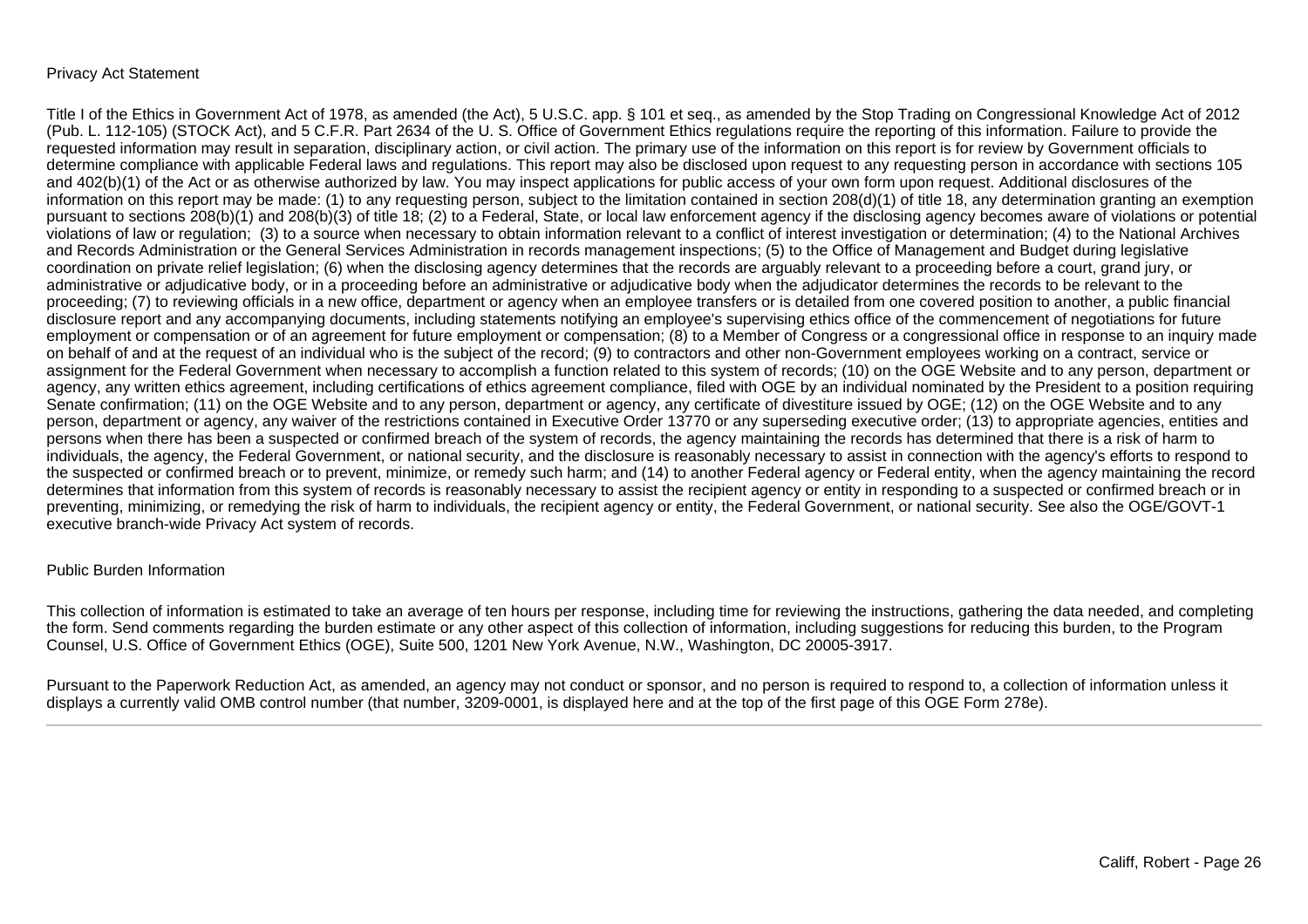## Privacy Act Statement

Title I of the Ethics in Government Act of 1978, as amended (the Act), 5 U.S.C. app. § 101 et seq., as amended by the Stop Trading on Congressional Knowledge Act of 2012 (Pub. L. 112-105) (STOCK Act), and 5 C.F.R. Part 2634 of the U. S. Office of Government Ethics regulations require the reporting of this information. Failure to provide the requested information may result in separation, disciplinary action, or civil action. The primary use of the information on this report is for review by Government officials to determine compliance with applicable Federal laws and regulations. This report may also be disclosed upon request to any requesting person in accordance with sections 105 and 402(b)(1) of the Act or as otherwise authorized by law. You may inspect applications for public access of your own form upon request. Additional disclosures of the information on this report may be made: (1) to any requesting person, subject to the limitation contained in section 208(d)(1) of title 18, any determination granting an exemption pursuant to sections 208(b)(1) and 208(b)(3) of title 18; (2) to a Federal, State, or local law enforcement agency if the disclosing agency becomes aware of violations or potential violations of law or regulation; (3) to a source when necessary to obtain information relevant to a conflict of interest investigation or determination; (4) to the National Archives and Records Administration or the General Services Administration in records management inspections; (5) to the Office of Management and Budget during legislative coordination on private relief legislation; (6) when the disclosing agency determines that the records are arguably relevant to a proceeding before a court, grand jury, or administrative or adjudicative body, or in a proceeding before an administrative or adjudicative body when the adjudicator determines the records to be relevant to the proceeding; (7) to reviewing officials in a new office, department or agency when an employee transfers or is detailed from one covered position to another, a public financial disclosure report and any accompanying documents, including statements notifying an employee's supervising ethics office of the commencement of negotiations for future employment or compensation or of an agreement for future employment or compensation; (8) to a Member of Congress or a congressional office in response to an inquiry made on behalf of and at the request of an individual who is the subject of the record; (9) to contractors and other non-Government employees working on a contract, service or assignment for the Federal Government when necessary to accomplish a function related to this system of records; (10) on the OGE Website and to any person, department or agency, any written ethics agreement, including certifications of ethics agreement compliance, filed with OGE by an individual nominated by the President to a position requiring Senate confirmation; (11) on the OGE Website and to any person, department or agency, any certificate of divestiture issued by OGE; (12) on the OGE Website and to any person, department or agency, any waiver of the restrictions contained in Executive Order 13770 or any superseding executive order; (13) to appropriate agencies, entities and persons when there has been a suspected or confirmed breach of the system of records, the agency maintaining the records has determined that there is a risk of harm to individuals, the agency, the Federal Government, or national security, and the disclosure is reasonably necessary to assist in connection with the agency's efforts to respond to the suspected or confirmed breach or to prevent, minimize, or remedy such harm; and (14) to another Federal agency or Federal entity, when the agency maintaining the record determines that information from this system of records is reasonably necessary to assist the recipient agency or entity in responding to a suspected or confirmed breach or in preventing, minimizing, or remedying the risk of harm to individuals, the recipient agency or entity, the Federal Government, or national security. See also the OGE/GOVT-1 executive branch-wide Privacy Act system of records.

## Public Burden Information

This collection of information is estimated to take an average of ten hours per response, including time for reviewing the instructions, gathering the data needed, and completing the form. Send comments regarding the burden estimate or any other aspect of this collection of information, including suggestions for reducing this burden, to the Program Counsel, U.S. Office of Government Ethics (OGE), Suite 500, 1201 New York Avenue, N.W., Washington, DC 20005-3917.

Pursuant to the Paperwork Reduction Act, as amended, an agency may not conduct or sponsor, and no person is required to respond to, a collection of information unless it displays a currently valid OMB control number (that number, 3209-0001, is displayed here and at the top of the first page of this OGE Form 278e).